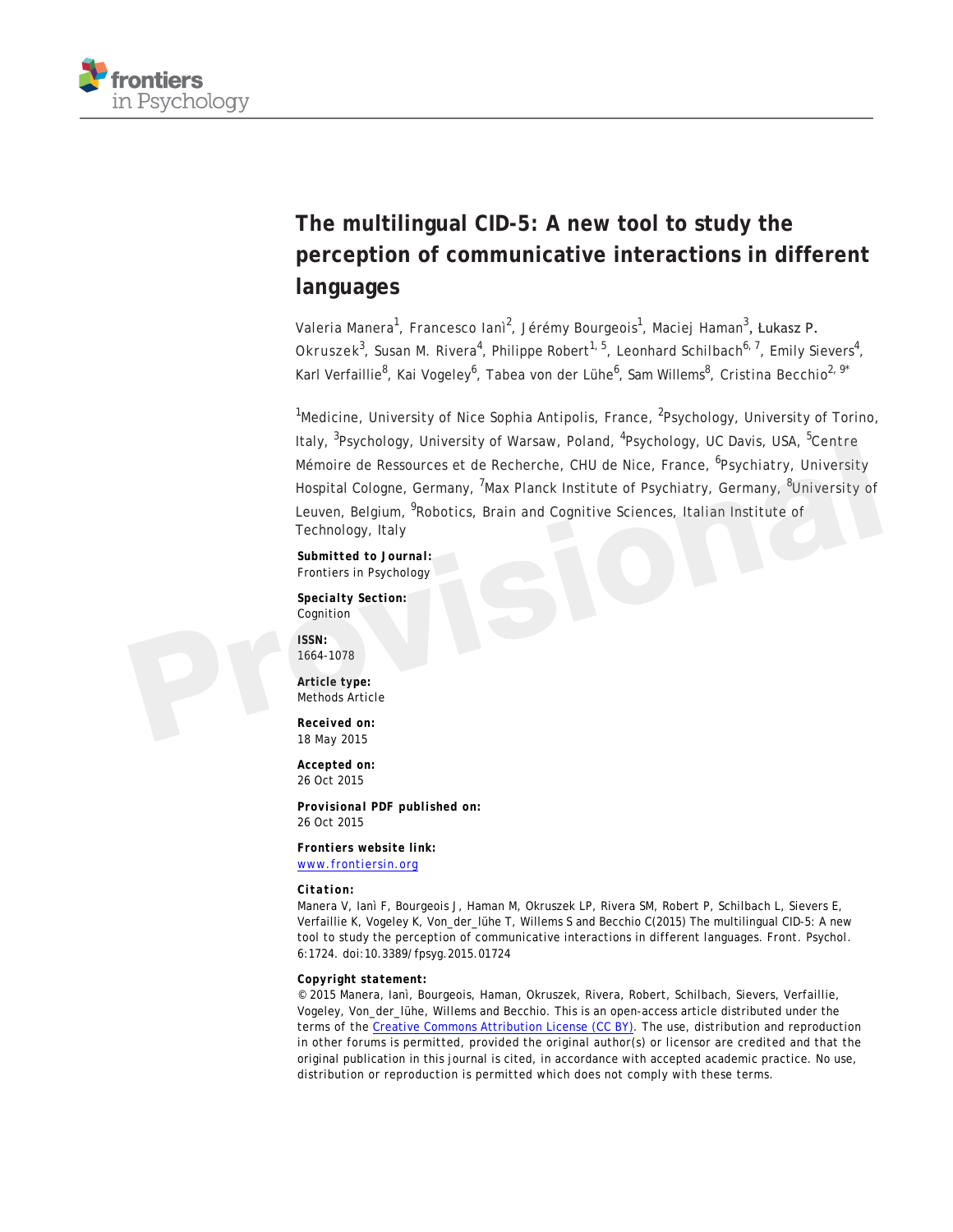# The multilingual CID-5: A new tool to study the perception of communicative interactions in different languages

Valeria Manera[1], Francesco Ianì[2], Jérémy Bourgeois[1], Maciej Haman[3], Łukasz P. Okruszek[3], Susan M. Rivera[4], Philippe Robert[1, 5], Leonhard Schilbach[6, 7], Emily Sievers[4], Karl Verfaillie[8], Kai Vogeley[6], Tabea von der Lühe[6], Sam Willems[8], Cristina Becchio[2, 9*]

[1]Medicine, University of Nice Sophia Antipolis, France, [2]Psychology, University of Torino, Italy, [3]Psychology, University of Warsaw, Poland, [4]Psychology, UC Davis, USA, [5]Centre Mémoire de Ressources et de Recherche, CHU de Nice, France, [6]Psychiatry, University Hospital Cologne, Germany, [7]Max Planck Institute of Psychiatry, Germany, [8]University of Leuven, Belgium, [9]Robotics, Brain and Cognitive Sciences, Italian Institute of Technology, Italy

**Submitted to Journal:**
Frontiers in Psychology

**Specialty Section:**
Cognition

**ISSN:**
1664-1078

**Article type:**
Methods Article

**Received on:**
18 May 2015

**Accepted on:**
26 Oct 2015

**Provisional PDF published on:**
26 Oct 2015

**Frontiers website link:**
www.frontiersin.org

**Citation:**
Manera V, Ianì F, Bourgeois J, Haman M, Okruszek LP, Rivera SM, Robert P, Schilbach L, Sievers E, Verfaillie K, Vogeley K, Von_der_lühe T, Willems S and Becchio C(2015) The multilingual CID-5: A new tool to study the perception of communicative interactions in different languages. Front. Psychol. 6:1724. doi:10.3389/fpsyg.2015.01724

**Copyright statement:**
© 2015 Manera, Ianì, Bourgeois, Haman, Okruszek, Rivera, Robert, Schilbach, Sievers, Verfaillie, Vogeley, Von_der_lühe, Willems and Becchio. This is an open-access article distributed under the terms of the Creative Commons Attribution License (CC BY). The use, distribution and reproduction in other forums is permitted, provided the original author(s) or licensor are credited and that the original publication in this journal is cited, in accordance with accepted academic practice. No use, distribution or reproduction is permitted which does not comply with these terms.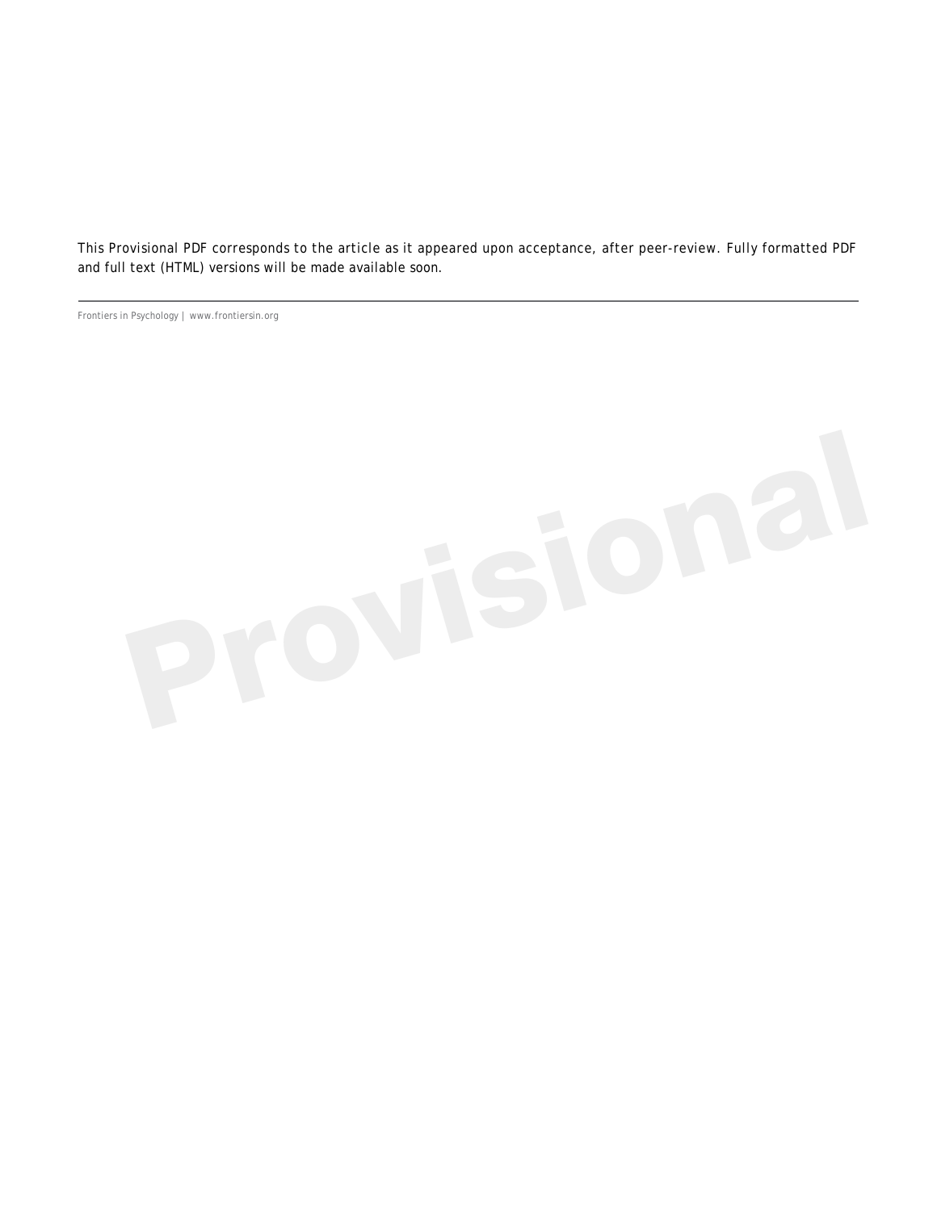This Provisional PDF corresponds to the article as it appeared upon acceptance, after peer-review. Fully formatted PDF and full text (HTML) versions will be made available soon.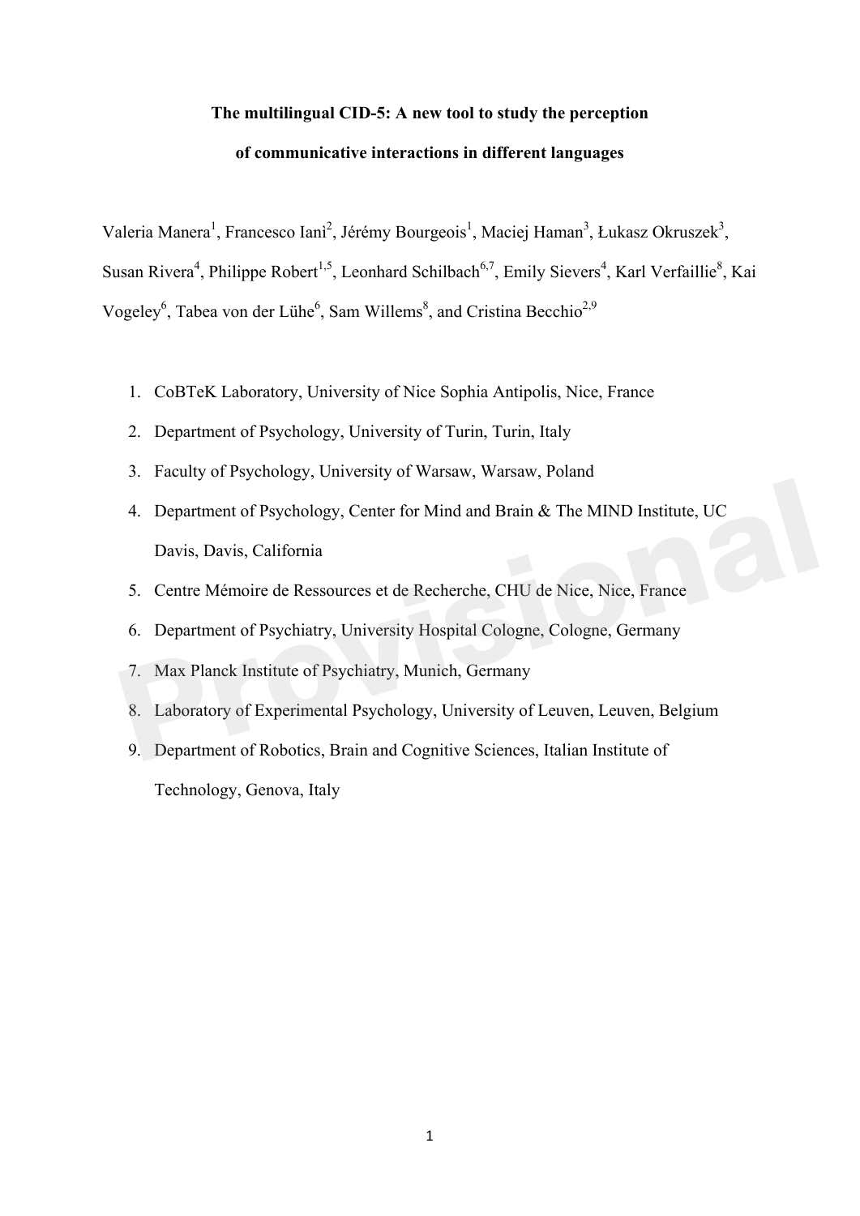**The multilingual CID-5: A new tool to study the perception of communicative interactions in different languages**

Valeria Manera[1], Francesco Ianì[2], Jérémy Bourgeois[1], Maciej Haman[3], Łukasz Okruszek[3], Susan Rivera[4], Philippe Robert[1,5], Leonhard Schilbach[6,7], Emily Sievers[4], Karl Verfaillie[8], Kai Vogeley[6], Tabea von der Lühe[6], Sam Willems[8], and Cristina Becchio[2,9]

1. CoBTeK Laboratory, University of Nice Sophia Antipolis, Nice, France
2. Department of Psychology, University of Turin, Turin, Italy
3. Faculty of Psychology, University of Warsaw, Warsaw, Poland
4. Department of Psychology, Center for Mind and Brain & The MIND Institute, UC Davis, Davis, California
5. Centre Mémoire de Ressources et de Recherche, CHU de Nice, Nice, France
6. Department of Psychiatry, University Hospital Cologne, Cologne, Germany
7. Max Planck Institute of Psychiatry, Munich, Germany
8. Laboratory of Experimental Psychology, University of Leuven, Leuven, Belgium
9. Department of Robotics, Brain and Cognitive Sciences, Italian Institute of Technology, Genova, Italy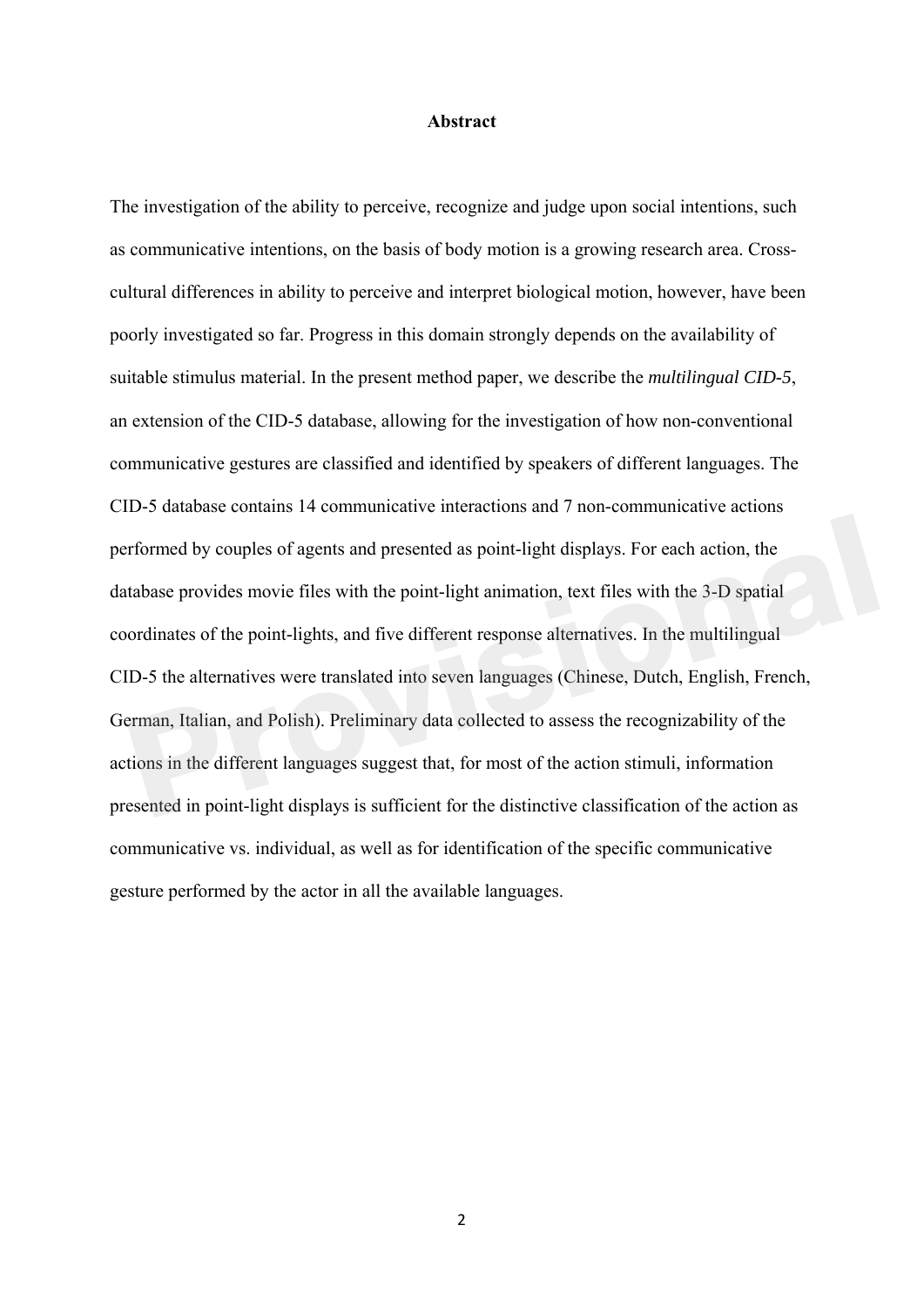## Abstract

The investigation of the ability to perceive, recognize and judge upon social intentions, such as communicative intentions, on the basis of body motion is a growing research area. Cross-cultural differences in ability to perceive and interpret biological motion, however, have been poorly investigated so far. Progress in this domain strongly depends on the availability of suitable stimulus material. In the present method paper, we describe the *multilingual CID-5*, an extension of the CID-5 database, allowing for the investigation of how non-conventional communicative gestures are classified and identified by speakers of different languages. The CID-5 database contains 14 communicative interactions and 7 non-communicative actions performed by couples of agents and presented as point-light displays. For each action, the database provides movie files with the point-light animation, text files with the 3-D spatial coordinates of the point-lights, and five different response alternatives. In the multilingual CID-5 the alternatives were translated into seven languages (Chinese, Dutch, English, French, German, Italian, and Polish). Preliminary data collected to assess the recognizability of the actions in the different languages suggest that, for most of the action stimuli, information presented in point-light displays is sufficient for the distinctive classification of the action as communicative vs. individual, as well as for identification of the specific communicative gesture performed by the actor in all the available languages.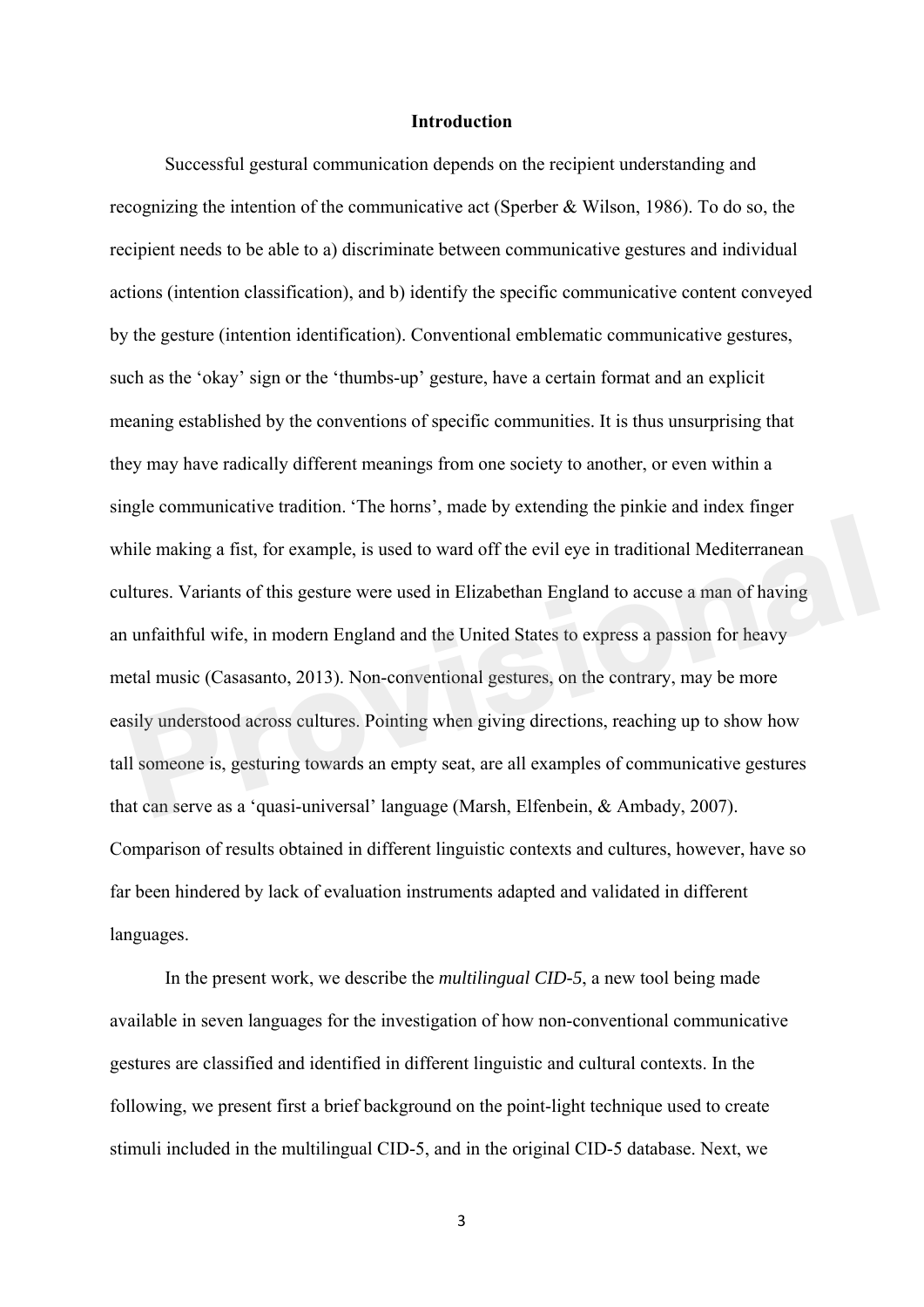## Introduction

Successful gestural communication depends on the recipient understanding and recognizing the intention of the communicative act (Sperber & Wilson, 1986). To do so, the recipient needs to be able to a) discriminate between communicative gestures and individual actions (intention classification), and b) identify the specific communicative content conveyed by the gesture (intention identification). Conventional emblematic communicative gestures, such as the 'okay' sign or the 'thumbs-up' gesture, have a certain format and an explicit meaning established by the conventions of specific communities. It is thus unsurprising that they may have radically different meanings from one society to another, or even within a single communicative tradition. 'The horns', made by extending the pinkie and index finger while making a fist, for example, is used to ward off the evil eye in traditional Mediterranean cultures. Variants of this gesture were used in Elizabethan England to accuse a man of having an unfaithful wife, in modern England and the United States to express a passion for heavy metal music (Casasanto, 2013). Non-conventional gestures, on the contrary, may be more easily understood across cultures. Pointing when giving directions, reaching up to show how tall someone is, gesturing towards an empty seat, are all examples of communicative gestures that can serve as a 'quasi-universal' language (Marsh, Elfenbein, & Ambady, 2007). Comparison of results obtained in different linguistic contexts and cultures, however, have so far been hindered by lack of evaluation instruments adapted and validated in different languages.

In the present work, we describe the *multilingual CID-5*, a new tool being made available in seven languages for the investigation of how non-conventional communicative gestures are classified and identified in different linguistic and cultural contexts. In the following, we present first a brief background on the point-light technique used to create stimuli included in the multilingual CID-5, and in the original CID-5 database. Next, we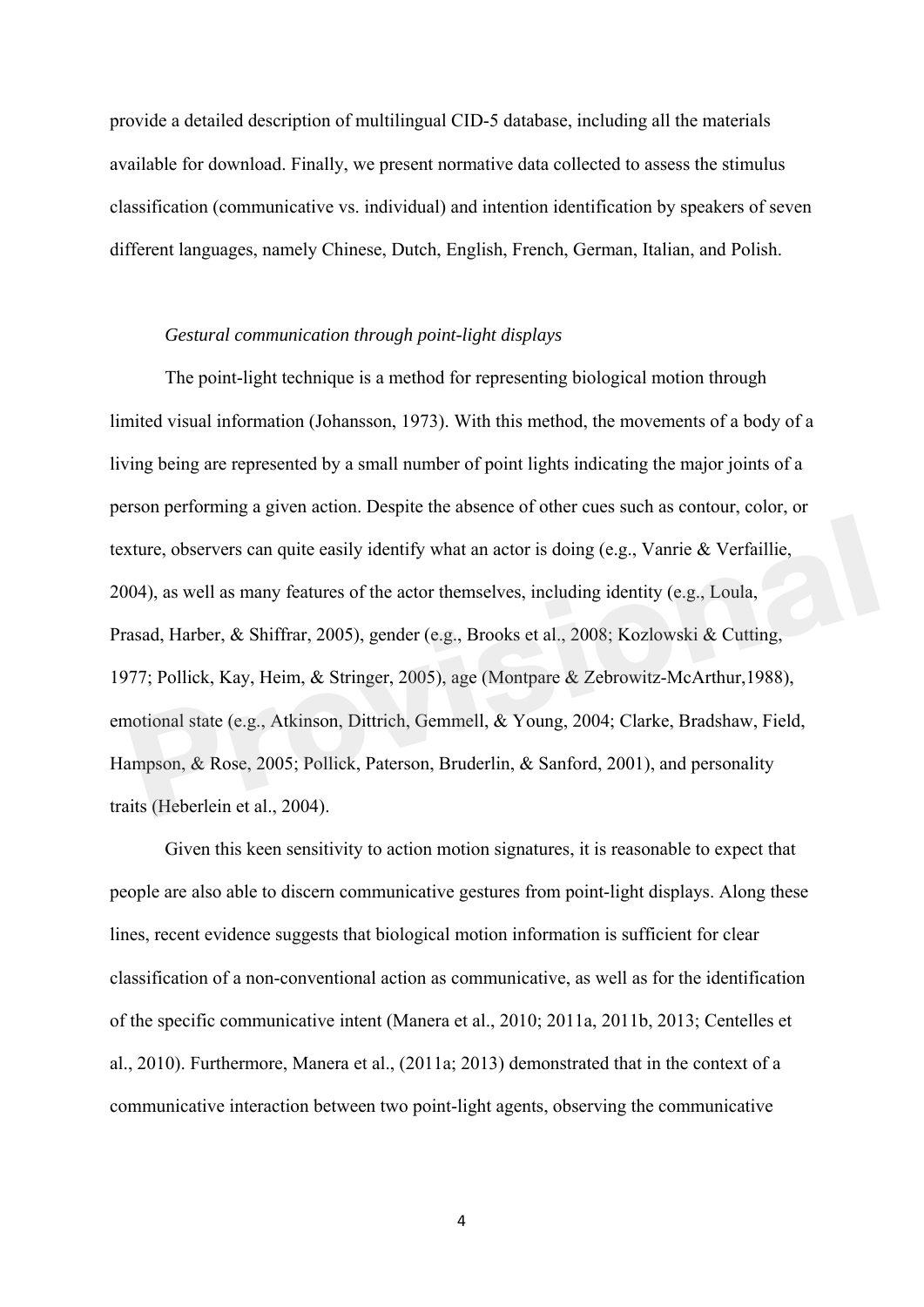provide a detailed description of multilingual CID-5 database, including all the materials available for download. Finally, we present normative data collected to assess the stimulus classification (communicative vs. individual) and intention identification by speakers of seven different languages, namely Chinese, Dutch, English, French, German, Italian, and Polish.

*Gestural communication through point-light displays*

The point-light technique is a method for representing biological motion through limited visual information (Johansson, 1973). With this method, the movements of a body of a living being are represented by a small number of point lights indicating the major joints of a person performing a given action. Despite the absence of other cues such as contour, color, or texture, observers can quite easily identify what an actor is doing (e.g., Vanrie & Verfaillie, 2004), as well as many features of the actor themselves, including identity (e.g., Loula, Prasad, Harber, & Shiffrar, 2005), gender (e.g., Brooks et al., 2008; Kozlowski & Cutting, 1977; Pollick, Kay, Heim, & Stringer, 2005), age (Montpare & Zebrowitz-McArthur,1988), emotional state (e.g., Atkinson, Dittrich, Gemmell, & Young, 2004; Clarke, Bradshaw, Field, Hampson, & Rose, 2005; Pollick, Paterson, Bruderlin, & Sanford, 2001), and personality traits (Heberlein et al., 2004).

Given this keen sensitivity to action motion signatures, it is reasonable to expect that people are also able to discern communicative gestures from point-light displays. Along these lines, recent evidence suggests that biological motion information is sufficient for clear classification of a non-conventional action as communicative, as well as for the identification of the specific communicative intent (Manera et al., 2010; 2011a, 2011b, 2013; Centelles et al., 2010). Furthermore, Manera et al., (2011a; 2013) demonstrated that in the context of a communicative interaction between two point-light agents, observing the communicative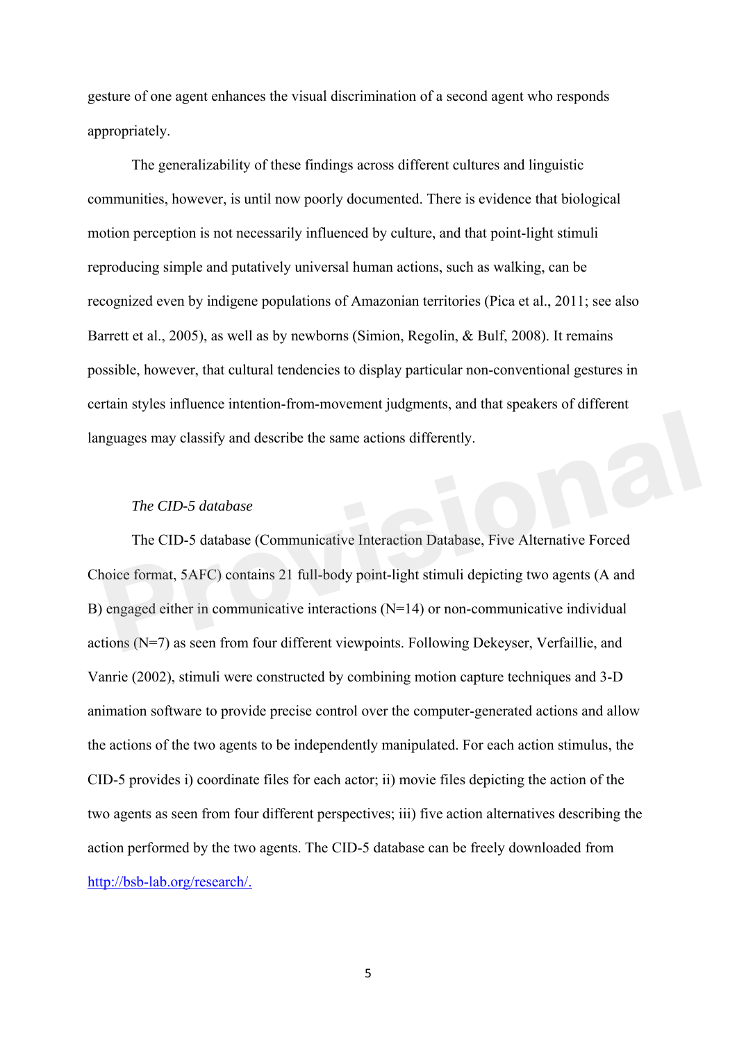gesture of one agent enhances the visual discrimination of a second agent who responds appropriately.

The generalizability of these findings across different cultures and linguistic communities, however, is until now poorly documented. There is evidence that biological motion perception is not necessarily influenced by culture, and that point-light stimuli reproducing simple and putatively universal human actions, such as walking, can be recognized even by indigene populations of Amazonian territories (Pica et al., 2011; see also Barrett et al., 2005), as well as by newborns (Simion, Regolin, & Bulf, 2008). It remains possible, however, that cultural tendencies to display particular non-conventional gestures in certain styles influence intention-from-movement judgments, and that speakers of different languages may classify and describe the same actions differently.

### *The CID-5 database*

The CID-5 database (Communicative Interaction Database, Five Alternative Forced Choice format, 5AFC) contains 21 full-body point-light stimuli depicting two agents (A and B) engaged either in communicative interactions (N=14) or non-communicative individual actions (N=7) as seen from four different viewpoints. Following Dekeyser, Verfaillie, and Vanrie (2002), stimuli were constructed by combining motion capture techniques and 3-D animation software to provide precise control over the computer-generated actions and allow the actions of the two agents to be independently manipulated. For each action stimulus, the CID-5 provides i) coordinate files for each actor; ii) movie files depicting the action of the two agents as seen from four different perspectives; iii) five action alternatives describing the action performed by the two agents. The CID-5 database can be freely downloaded from http://bsb-lab.org/research/.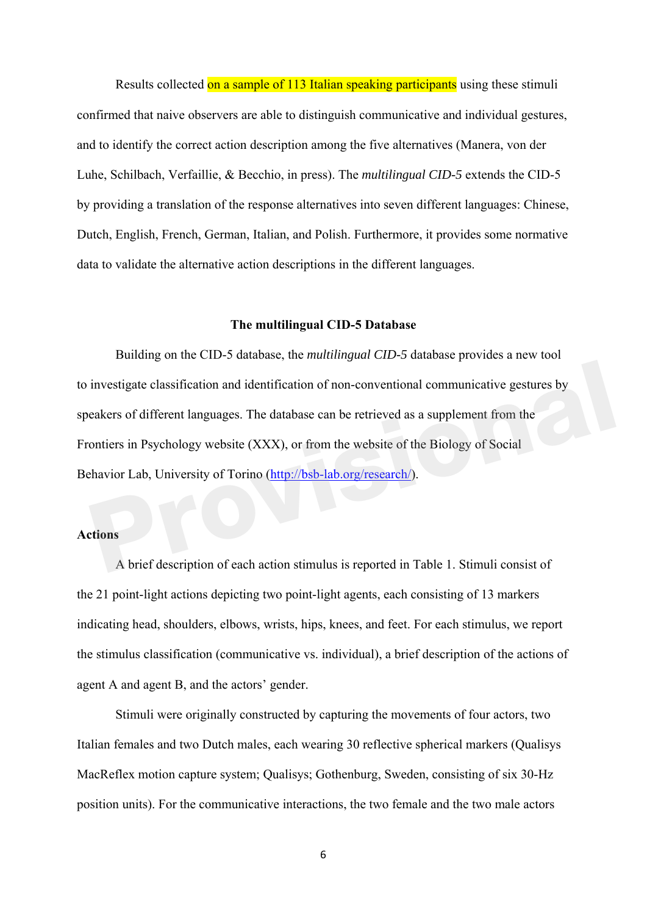Results collected on a sample of 113 Italian speaking participants using these stimuli confirmed that naive observers are able to distinguish communicative and individual gestures, and to identify the correct action description among the five alternatives (Manera, von der Luhe, Schilbach, Verfaillie, & Becchio, in press). The *multilingual CID-5* extends the CID-5 by providing a translation of the response alternatives into seven different languages: Chinese, Dutch, English, French, German, Italian, and Polish. Furthermore, it provides some normative data to validate the alternative action descriptions in the different languages.

## The multilingual CID-5 Database

Building on the CID-5 database, the *multilingual CID-5* database provides a new tool to investigate classification and identification of non-conventional communicative gestures by speakers of different languages. The database can be retrieved as a supplement from the Frontiers in Psychology website (XXX), or from the website of the Biology of Social Behavior Lab, University of Torino (http://bsb-lab.org/research/).

### Actions

A brief description of each action stimulus is reported in Table 1. Stimuli consist of the 21 point-light actions depicting two point-light agents, each consisting of 13 markers indicating head, shoulders, elbows, wrists, hips, knees, and feet. For each stimulus, we report the stimulus classification (communicative vs. individual), a brief description of the actions of agent A and agent B, and the actors' gender.

Stimuli were originally constructed by capturing the movements of four actors, two Italian females and two Dutch males, each wearing 30 reflective spherical markers (Qualisys MacReflex motion capture system; Qualisys; Gothenburg, Sweden, consisting of six 30-Hz position units). For the communicative interactions, the two female and the two male actors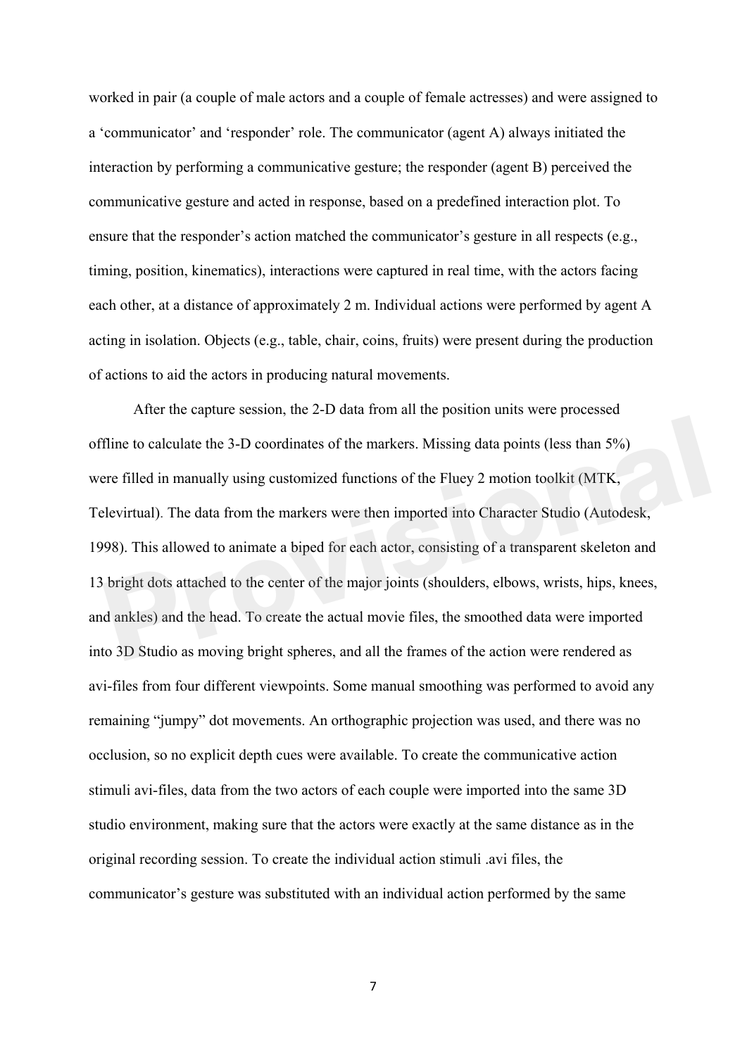worked in pair (a couple of male actors and a couple of female actresses) and were assigned to a 'communicator' and 'responder' role. The communicator (agent A) always initiated the interaction by performing a communicative gesture; the responder (agent B) perceived the communicative gesture and acted in response, based on a predefined interaction plot. To ensure that the responder's action matched the communicator's gesture in all respects (e.g., timing, position, kinematics), interactions were captured in real time, with the actors facing each other, at a distance of approximately 2 m. Individual actions were performed by agent A acting in isolation. Objects (e.g., table, chair, coins, fruits) were present during the production of actions to aid the actors in producing natural movements.

After the capture session, the 2-D data from all the position units were processed offline to calculate the 3-D coordinates of the markers. Missing data points (less than 5%) were filled in manually using customized functions of the Fluey 2 motion toolkit (MTK, Televirtual). The data from the markers were then imported into Character Studio (Autodesk, 1998). This allowed to animate a biped for each actor, consisting of a transparent skeleton and 13 bright dots attached to the center of the major joints (shoulders, elbows, wrists, hips, knees, and ankles) and the head. To create the actual movie files, the smoothed data were imported into 3D Studio as moving bright spheres, and all the frames of the action were rendered as avi-files from four different viewpoints. Some manual smoothing was performed to avoid any remaining "jumpy" dot movements. An orthographic projection was used, and there was no occlusion, so no explicit depth cues were available. To create the communicative action stimuli avi-files, data from the two actors of each couple were imported into the same 3D studio environment, making sure that the actors were exactly at the same distance as in the original recording session. To create the individual action stimuli .avi files, the communicator's gesture was substituted with an individual action performed by the same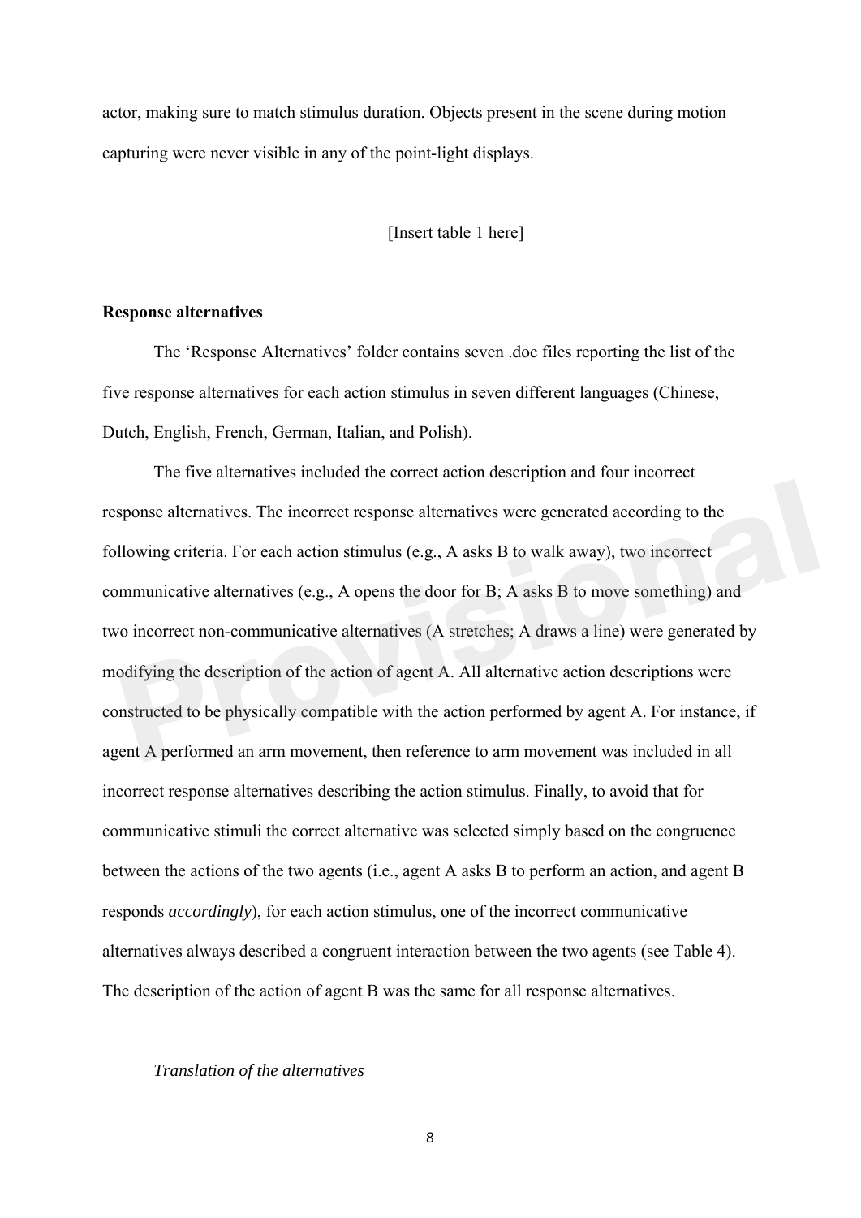actor, making sure to match stimulus duration. Objects present in the scene during motion capturing were never visible in any of the point-light displays.

[Insert table 1 here]

**Response alternatives**

The 'Response Alternatives' folder contains seven .doc files reporting the list of the five response alternatives for each action stimulus in seven different languages (Chinese, Dutch, English, French, German, Italian, and Polish).

The five alternatives included the correct action description and four incorrect response alternatives. The incorrect response alternatives were generated according to the following criteria. For each action stimulus (e.g., A asks B to walk away), two incorrect communicative alternatives (e.g., A opens the door for B; A asks B to move something) and two incorrect non-communicative alternatives (A stretches; A draws a line) were generated by modifying the description of the action of agent A. All alternative action descriptions were constructed to be physically compatible with the action performed by agent A. For instance, if agent A performed an arm movement, then reference to arm movement was included in all incorrect response alternatives describing the action stimulus. Finally, to avoid that for communicative stimuli the correct alternative was selected simply based on the congruence between the actions of the two agents (i.e., agent A asks B to perform an action, and agent B responds *accordingly*), for each action stimulus, one of the incorrect communicative alternatives always described a congruent interaction between the two agents (see Table 4). The description of the action of agent B was the same for all response alternatives.

*Translation of the alternatives*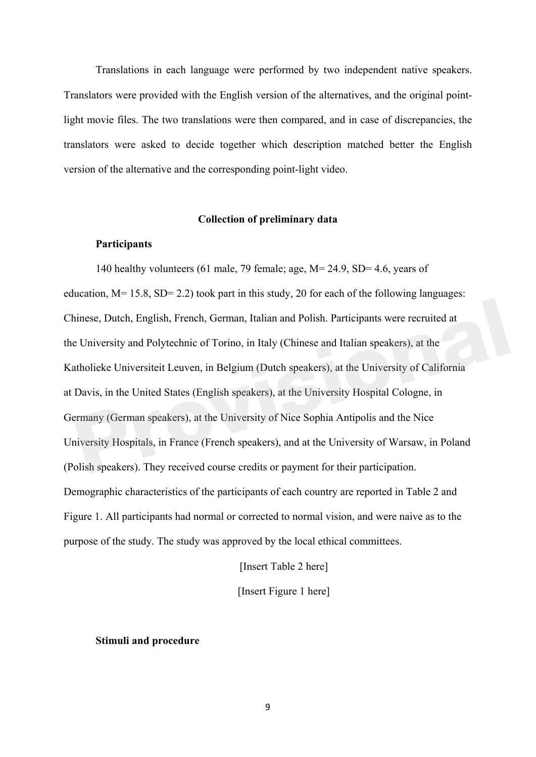Translations in each language were performed by two independent native speakers. Translators were provided with the English version of the alternatives, and the original point-light movie files. The two translations were then compared, and in case of discrepancies, the translators were asked to decide together which description matched better the English version of the alternative and the corresponding point-light video.

## Collection of preliminary data

### Participants

140 healthy volunteers (61 male, 79 female; age, M= 24.9, SD= 4.6, years of education, M= 15.8, SD= 2.2) took part in this study, 20 for each of the following languages: Chinese, Dutch, English, French, German, Italian and Polish. Participants were recruited at the University and Polytechnic of Torino, in Italy (Chinese and Italian speakers), at the Katholieke Universiteit Leuven, in Belgium (Dutch speakers), at the University of California at Davis, in the United States (English speakers), at the University Hospital Cologne, in Germany (German speakers), at the University of Nice Sophia Antipolis and the Nice University Hospitals, in France (French speakers), and at the University of Warsaw, in Poland (Polish speakers). They received course credits or payment for their participation. Demographic characteristics of the participants of each country are reported in Table 2 and Figure 1. All participants had normal or corrected to normal vision, and were naive as to the purpose of the study. The study was approved by the local ethical committees.

[Insert Table 2 here]

[Insert Figure 1 here]

### Stimuli and procedure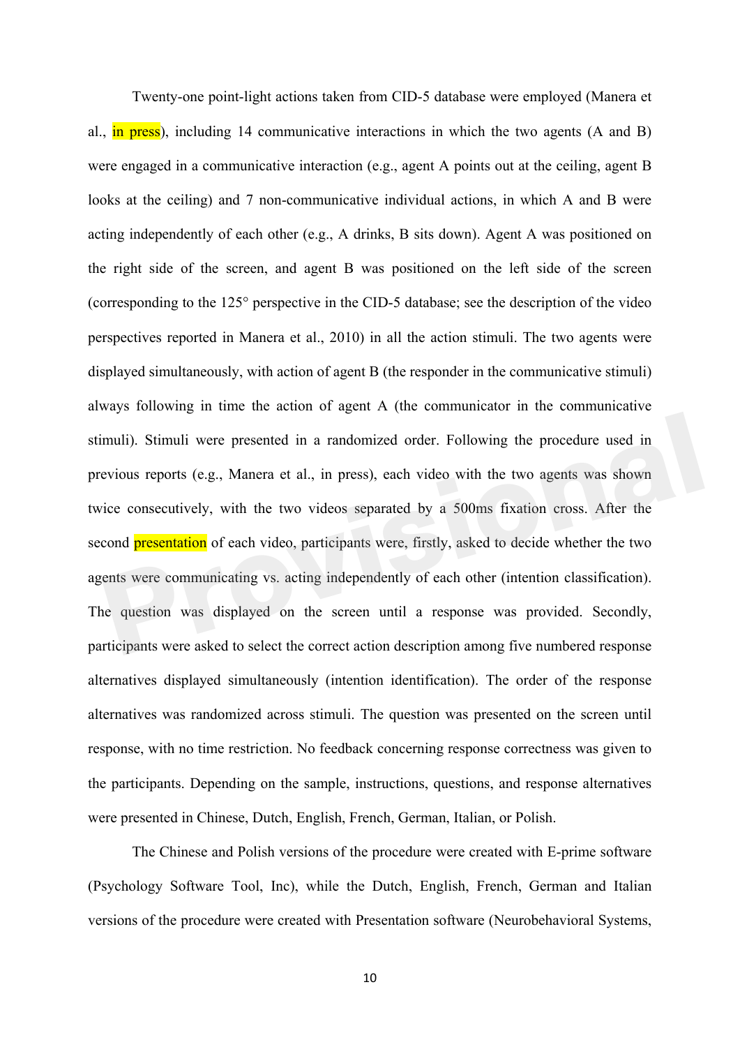Twenty-one point-light actions taken from CID-5 database were employed (Manera et al., in press), including 14 communicative interactions in which the two agents (A and B) were engaged in a communicative interaction (e.g., agent A points out at the ceiling, agent B looks at the ceiling) and 7 non-communicative individual actions, in which A and B were acting independently of each other (e.g., A drinks, B sits down). Agent A was positioned on the right side of the screen, and agent B was positioned on the left side of the screen (corresponding to the 125° perspective in the CID-5 database; see the description of the video perspectives reported in Manera et al., 2010) in all the action stimuli. The two agents were displayed simultaneously, with action of agent B (the responder in the communicative stimuli) always following in time the action of agent A (the communicator in the communicative stimuli). Stimuli were presented in a randomized order. Following the procedure used in previous reports (e.g., Manera et al., in press), each video with the two agents was shown twice consecutively, with the two videos separated by a 500ms fixation cross. After the second presentation of each video, participants were, firstly, asked to decide whether the two agents were communicating vs. acting independently of each other (intention classification). The question was displayed on the screen until a response was provided. Secondly, participants were asked to select the correct action description among five numbered response alternatives displayed simultaneously (intention identification). The order of the response alternatives was randomized across stimuli. The question was presented on the screen until response, with no time restriction. No feedback concerning response correctness was given to the participants. Depending on the sample, instructions, questions, and response alternatives were presented in Chinese, Dutch, English, French, German, Italian, or Polish.

The Chinese and Polish versions of the procedure were created with E-prime software (Psychology Software Tool, Inc), while the Dutch, English, French, German and Italian versions of the procedure were created with Presentation software (Neurobehavioral Systems,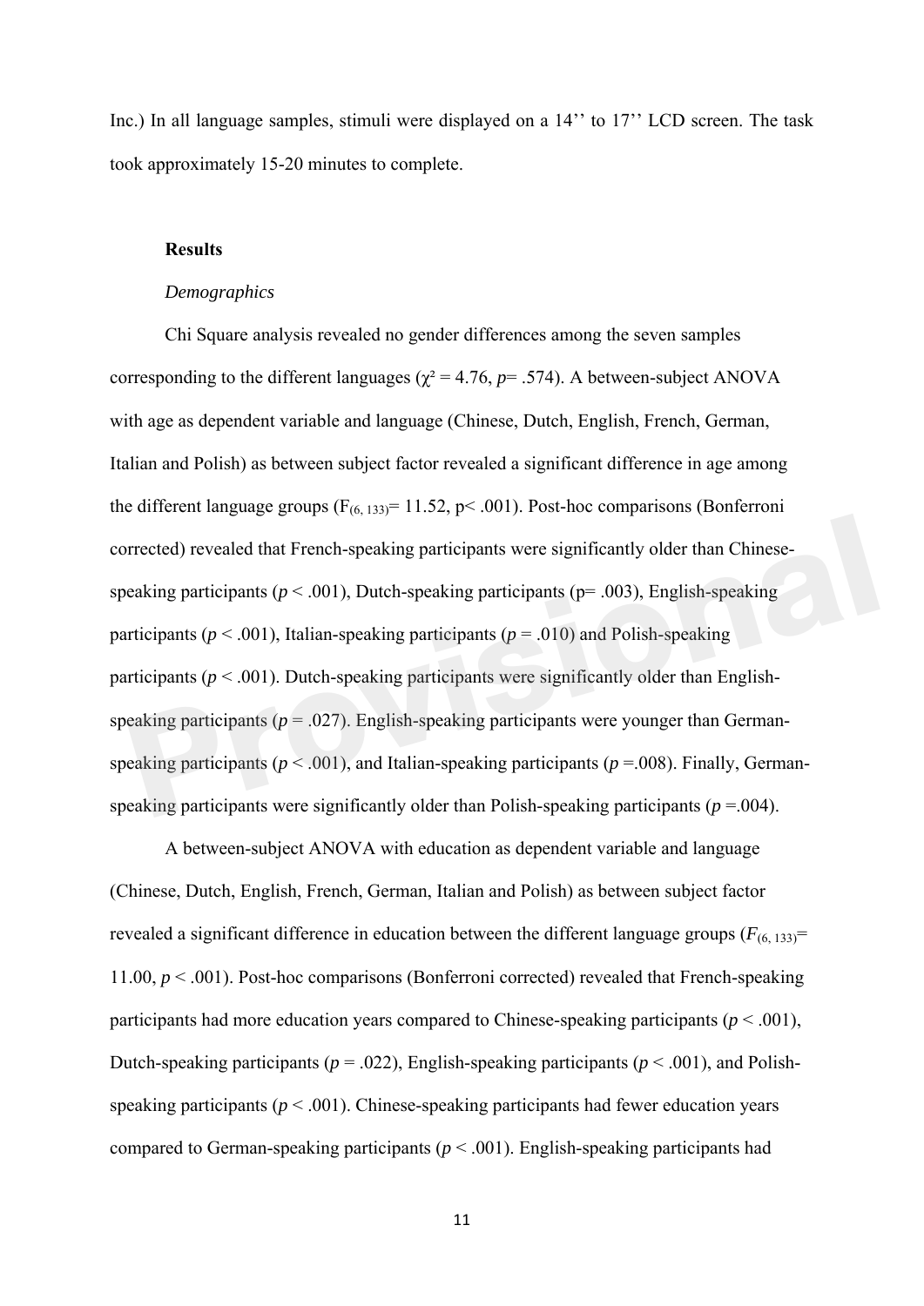Inc.) In all language samples, stimuli were displayed on a 14'' to 17'' LCD screen. The task took approximately 15-20 minutes to complete.

## Results

### *Demographics*

Chi Square analysis revealed no gender differences among the seven samples corresponding to the different languages ($\chi^2 = 4.76$, $p = .574$). A between-subject ANOVA with age as dependent variable and language (Chinese, Dutch, English, French, German, Italian and Polish) as between subject factor revealed a significant difference in age among the different language groups ($F_{(6, 133)} = 11.52$, $p < .001$). Post-hoc comparisons (Bonferroni corrected) revealed that French-speaking participants were significantly older than Chinese-speaking participants ($p < .001$), Dutch-speaking participants ($p = .003$), English-speaking participants ($p < .001$), Italian-speaking participants ($p = .010$) and Polish-speaking participants ($p < .001$). Dutch-speaking participants were significantly older than English-speaking participants ($p = .027$). English-speaking participants were younger than German-speaking participants ($p < .001$), and Italian-speaking participants ($p = .008$). Finally, German-speaking participants were significantly older than Polish-speaking participants ($p = .004$).

A between-subject ANOVA with education as dependent variable and language (Chinese, Dutch, English, French, German, Italian and Polish) as between subject factor revealed a significant difference in education between the different language groups ($F_{(6, 133)} = 11.00$, $p < .001$). Post-hoc comparisons (Bonferroni corrected) revealed that French-speaking participants had more education years compared to Chinese-speaking participants ($p < .001$), Dutch-speaking participants ($p = .022$), English-speaking participants ($p < .001$), and Polish-speaking participants ($p < .001$). Chinese-speaking participants had fewer education years compared to German-speaking participants ($p < .001$). English-speaking participants had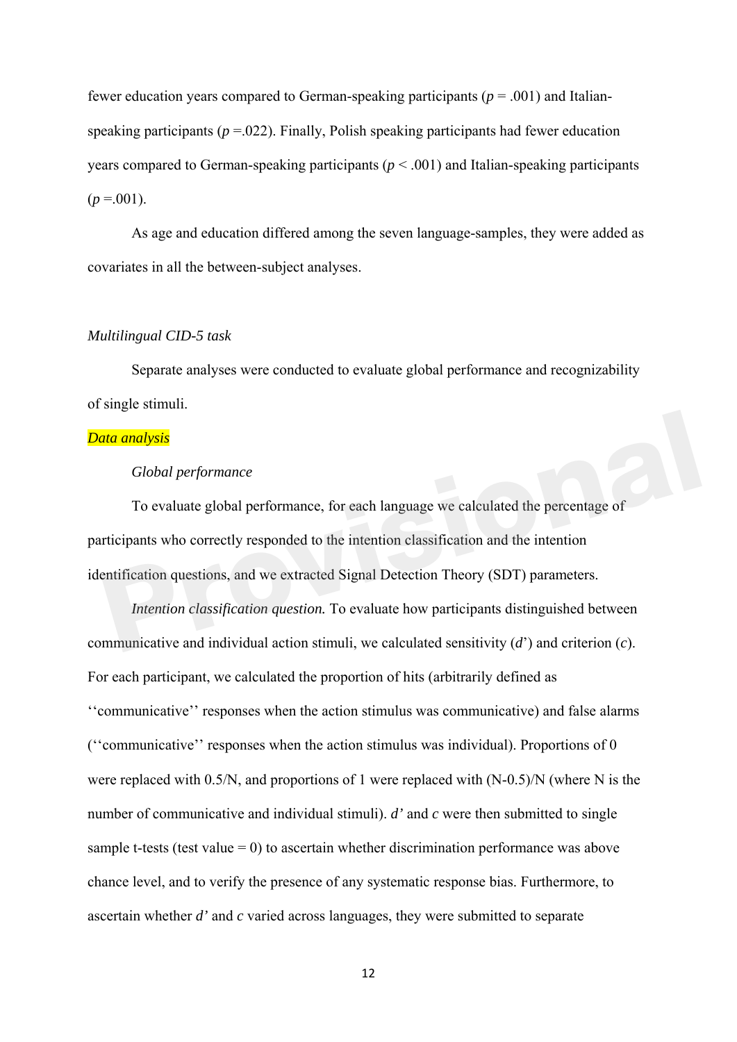fewer education years compared to German-speaking participants ($p$ = .001) and Italian-speaking participants ($p$ =.022). Finally, Polish speaking participants had fewer education years compared to German-speaking participants ($p$ < .001) and Italian-speaking participants ($p$ =.001).

As age and education differed among the seven language-samples, they were added as covariates in all the between-subject analyses.

*Multilingual CID-5 task*

Separate analyses were conducted to evaluate global performance and recognizability of single stimuli.

*Data analysis*

*Global performance*

To evaluate global performance, for each language we calculated the percentage of participants who correctly responded to the intention classification and the intention identification questions, and we extracted Signal Detection Theory (SDT) parameters.

*Intention classification question.* To evaluate how participants distinguished between communicative and individual action stimuli, we calculated sensitivity ($d$') and criterion ($c$). For each participant, we calculated the proportion of hits (arbitrarily defined as ''communicative'' responses when the action stimulus was communicative) and false alarms (''communicative'' responses when the action stimulus was individual). Proportions of 0 were replaced with 0.5/N, and proportions of 1 were replaced with (N-0.5)/N (where N is the number of communicative and individual stimuli). $d'$ and $c$ were then submitted to single sample t-tests (test value = 0) to ascertain whether discrimination performance was above chance level, and to verify the presence of any systematic response bias. Furthermore, to ascertain whether $d'$ and $c$ varied across languages, they were submitted to separate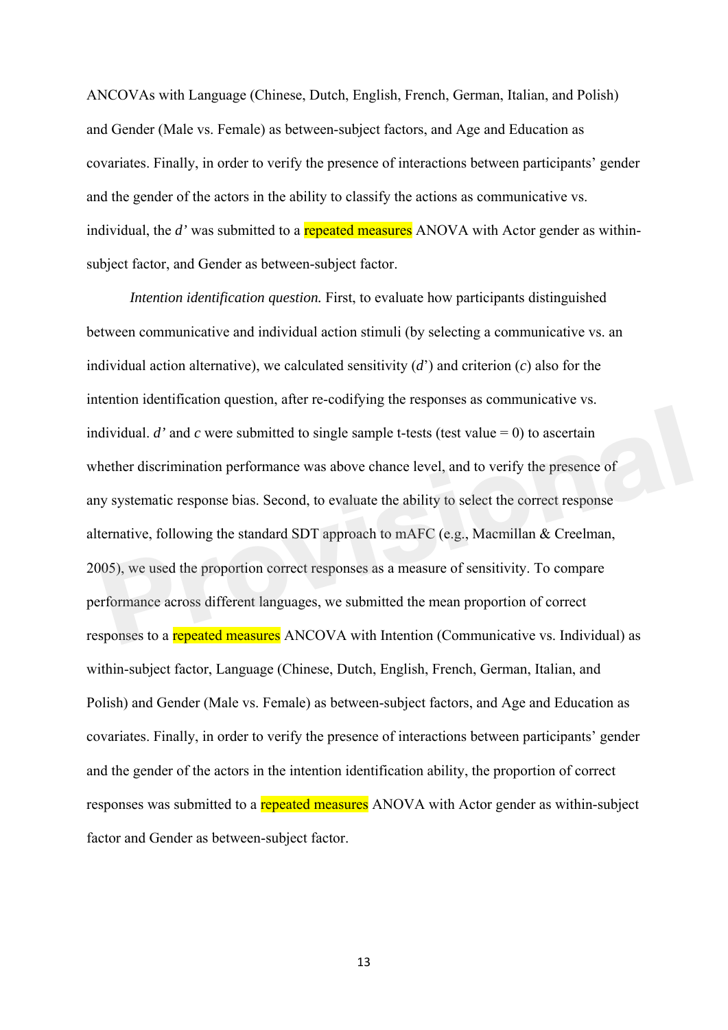ANCOVAs with Language (Chinese, Dutch, English, French, German, Italian, and Polish) and Gender (Male vs. Female) as between-subject factors, and Age and Education as covariates. Finally, in order to verify the presence of interactions between participants' gender and the gender of the actors in the ability to classify the actions as communicative vs. individual, the *d'* was submitted to a repeated measures ANOVA with Actor gender as within-subject factor, and Gender as between-subject factor.

*Intention identification question.* First, to evaluate how participants distinguished between communicative and individual action stimuli (by selecting a communicative vs. an individual action alternative), we calculated sensitivity (*d*') and criterion (*c*) also for the intention identification question, after re-codifying the responses as communicative vs. individual. *d'* and *c* were submitted to single sample t-tests (test value = 0) to ascertain whether discrimination performance was above chance level, and to verify the presence of any systematic response bias. Second, to evaluate the ability to select the correct response alternative, following the standard SDT approach to mAFC (e.g., Macmillan & Creelman, 2005), we used the proportion correct responses as a measure of sensitivity. To compare performance across different languages, we submitted the mean proportion of correct responses to a repeated measures ANCOVA with Intention (Communicative vs. Individual) as within-subject factor, Language (Chinese, Dutch, English, French, German, Italian, and Polish) and Gender (Male vs. Female) as between-subject factors, and Age and Education as covariates. Finally, in order to verify the presence of interactions between participants' gender and the gender of the actors in the intention identification ability, the proportion of correct responses was submitted to a repeated measures ANOVA with Actor gender as within-subject factor and Gender as between-subject factor.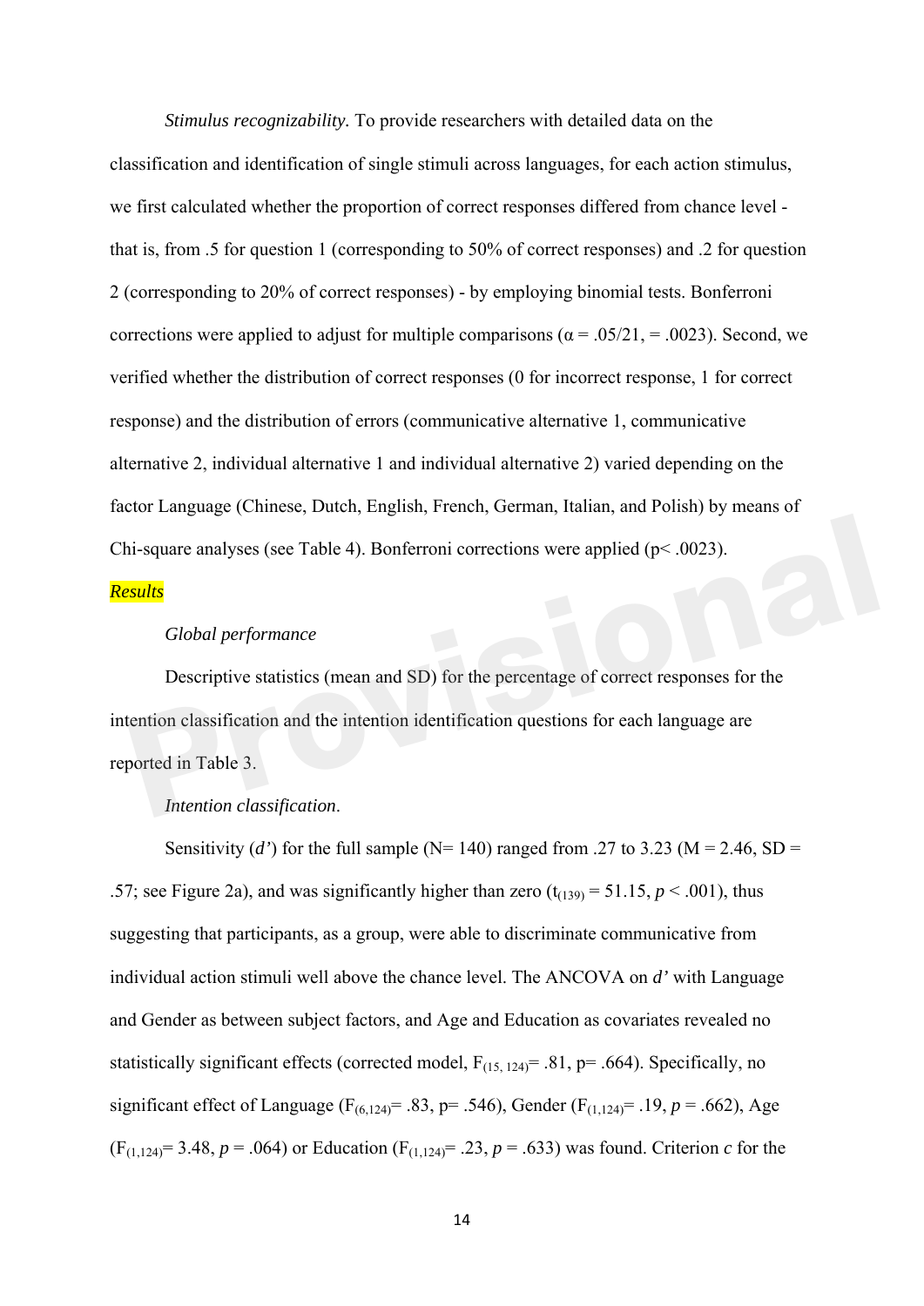*Stimulus recognizability.* To provide researchers with detailed data on the classification and identification of single stimuli across languages, for each action stimulus, we first calculated whether the proportion of correct responses differed from chance level - that is, from .5 for question 1 (corresponding to 50% of correct responses) and .2 for question 2 (corresponding to 20% of correct responses) - by employing binomial tests. Bonferroni corrections were applied to adjust for multiple comparisons ($\alpha$ = .05/21, = .0023). Second, we verified whether the distribution of correct responses (0 for incorrect response, 1 for correct response) and the distribution of errors (communicative alternative 1, communicative alternative 2, individual alternative 1 and individual alternative 2) varied depending on the factor Language (Chinese, Dutch, English, French, German, Italian, and Polish) by means of Chi-square analyses (see Table 4). Bonferroni corrections were applied ($p$< .0023).

## Results

*Global performance*

Descriptive statistics (mean and SD) for the percentage of correct responses for the intention classification and the intention identification questions for each language are reported in Table 3.

*Intention classification*.

Sensitivity (*d'*) for the full sample (N= 140) ranged from .27 to 3.23 (M = 2.46, SD = .57; see Figure 2a), and was significantly higher than zero ($t_{(139)}$ = 51.15, $p$ < .001), thus suggesting that participants, as a group, were able to discriminate communicative from individual action stimuli well above the chance level. The ANCOVA on *d'* with Language and Gender as between subject factors, and Age and Education as covariates revealed no statistically significant effects (corrected model, $F_{(15, 124)}$= .81, p= .664). Specifically, no significant effect of Language ($F_{(6,124)}$= .83, p= .546), Gender ($F_{(1,124)}$= .19, $p$ = .662), Age ($F_{(1,124)}$= 3.48, $p$ = .064) or Education ($F_{(1,124)}$= .23, $p$ = .633) was found. Criterion *c* for the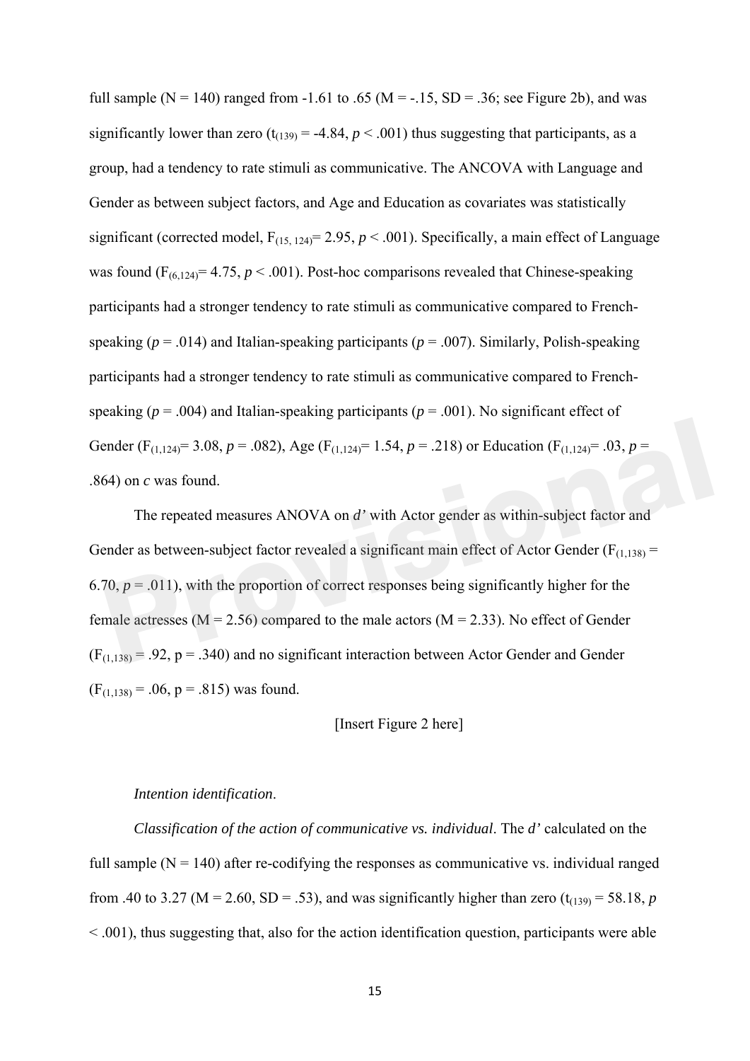full sample (N = 140) ranged from -1.61 to .65 (M = -.15, SD = .36; see Figure 2b), and was significantly lower than zero ($t_{(139)}$ = -4.84, $p < .001$) thus suggesting that participants, as a group, had a tendency to rate stimuli as communicative. The ANCOVA with Language and Gender as between subject factors, and Age and Education as covariates was statistically significant (corrected model, $F_{(15, 124)}$= 2.95, $p < .001$). Specifically, a main effect of Language was found ($F_{(6,124)}$= 4.75, $p < .001$). Post-hoc comparisons revealed that Chinese-speaking participants had a stronger tendency to rate stimuli as communicative compared to French-speaking ($p = .014$) and Italian-speaking participants ($p = .007$). Similarly, Polish-speaking participants had a stronger tendency to rate stimuli as communicative compared to French-speaking ($p = .004$) and Italian-speaking participants ($p = .001$). No significant effect of Gender ($F_{(1,124)}$= 3.08, $p = .082$), Age ($F_{(1,124)}$= 1.54, $p = .218$) or Education ($F_{(1,124)}$= .03, $p$ = .864) on *c* was found.

The repeated measures ANOVA on *d'* with Actor gender as within-subject factor and Gender as between-subject factor revealed a significant main effect of Actor Gender ($F_{(1,138)}$ = 6.70, $p = .011$), with the proportion of correct responses being significantly higher for the female actresses (M = 2.56) compared to the male actors (M = 2.33). No effect of Gender ($F_{(1,138)}$ = .92, p = .340) and no significant interaction between Actor Gender and Gender ($F_{(1,138)}$ = .06, p = .815) was found.

[Insert Figure 2 here]

*Intention identification*.

*Classification of the action of communicative vs. individual*. The *d'* calculated on the full sample (N = 140) after re-codifying the responses as communicative vs. individual ranged from .40 to 3.27 (M = 2.60, SD = .53), and was significantly higher than zero ($t_{(139)}$ = 58.18, $p$ < .001), thus suggesting that, also for the action identification question, participants were able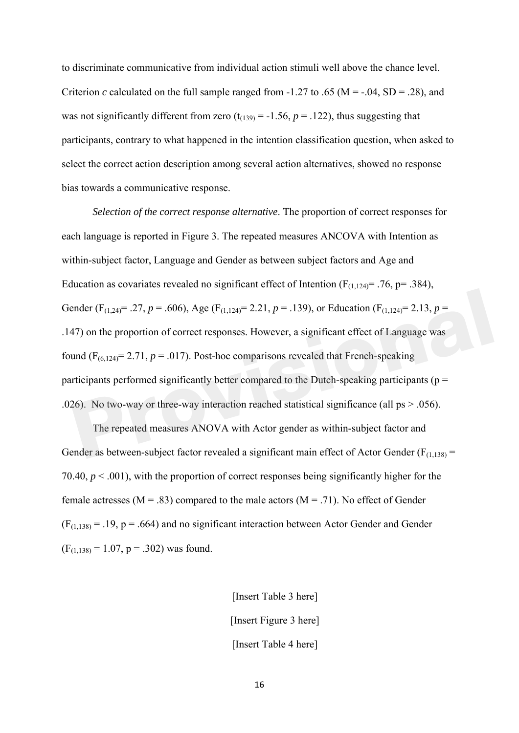to discriminate communicative from individual action stimuli well above the chance level. Criterion *c* calculated on the full sample ranged from -1.27 to .65 (M = -.04, SD = .28), and was not significantly different from zero ($t_{(139)}$ = -1.56, *p* = .122), thus suggesting that participants, contrary to what happened in the intention classification question, when asked to select the correct action description among several action alternatives, showed no response bias towards a communicative response.

*Selection of the correct response alternative*. The proportion of correct responses for each language is reported in Figure 3. The repeated measures ANCOVA with Intention as within-subject factor, Language and Gender as between subject factors and Age and Education as covariates revealed no significant effect of Intention ($F_{(1,124)}$= .76, p= .384), Gender ($F_{(1,24)}$= .27, *p* = .606), Age ($F_{(1,124)}$= 2.21, *p* = .139), or Education ($F_{(1,124)}$= 2.13, *p* = .147) on the proportion of correct responses. However, a significant effect of Language was found ($F_{(6,124)}$= 2.71, *p* = .017). Post-hoc comparisons revealed that French-speaking participants performed significantly better compared to the Dutch-speaking participants (p = .026). No two-way or three-way interaction reached statistical significance (all ps > .056).

The repeated measures ANOVA with Actor gender as within-subject factor and Gender as between-subject factor revealed a significant main effect of Actor Gender ($F_{(1,138)}$ = 70.40, *p* < .001), with the proportion of correct responses being significantly higher for the female actresses (M = .83) compared to the male actors (M = .71). No effect of Gender ($F_{(1,138)}$ = .19, p = .664) and no significant interaction between Actor Gender and Gender ($F_{(1,138)}$ = 1.07, p = .302) was found.

[Insert Table 3 here]

[Insert Figure 3 here]

[Insert Table 4 here]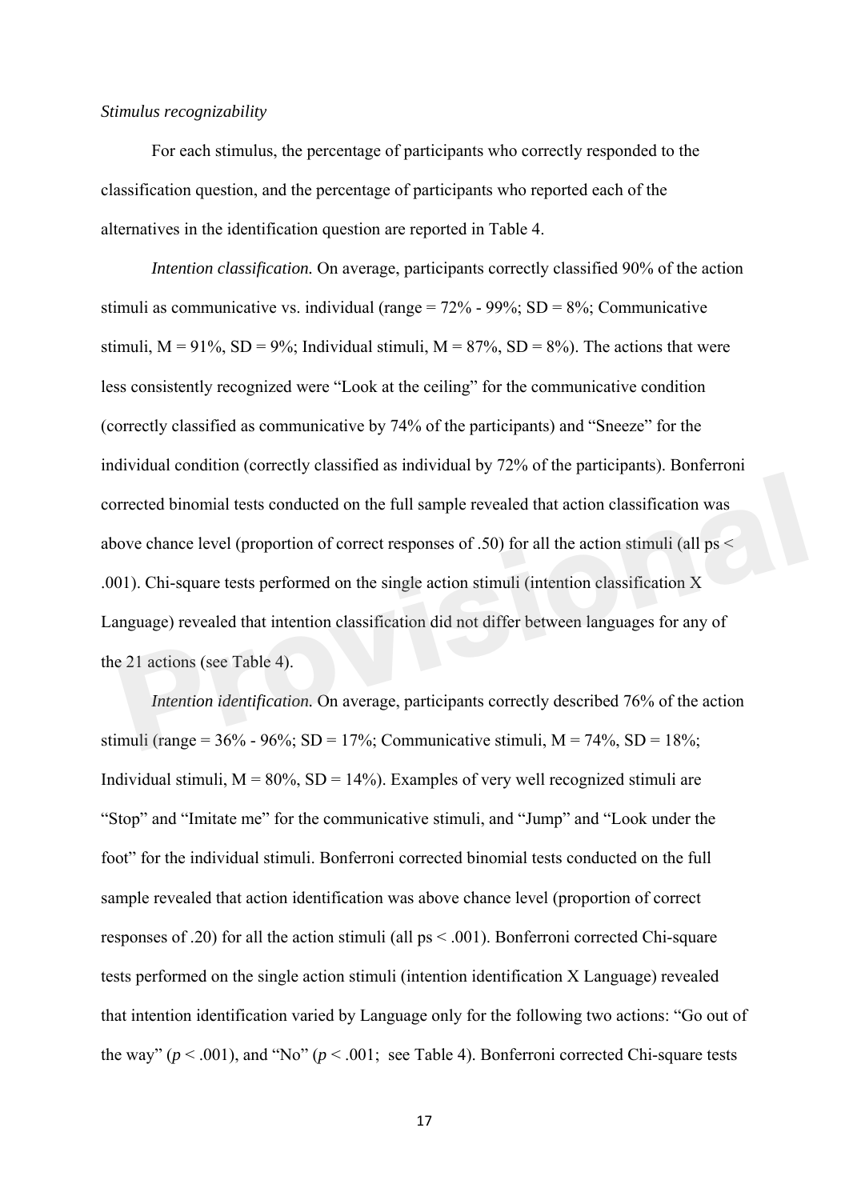*Stimulus recognizability*

For each stimulus, the percentage of participants who correctly responded to the classification question, and the percentage of participants who reported each of the alternatives in the identification question are reported in Table 4.

*Intention classification.* On average, participants correctly classified 90% of the action stimuli as communicative vs. individual (range = 72% - 99%; SD = 8%; Communicative stimuli, M = 91%, SD = 9%; Individual stimuli, M = 87%, SD = 8%). The actions that were less consistently recognized were "Look at the ceiling" for the communicative condition (correctly classified as communicative by 74% of the participants) and "Sneeze" for the individual condition (correctly classified as individual by 72% of the participants). Bonferroni corrected binomial tests conducted on the full sample revealed that action classification was above chance level (proportion of correct responses of .50) for all the action stimuli (all ps < .001). Chi-square tests performed on the single action stimuli (intention classification X Language) revealed that intention classification did not differ between languages for any of the 21 actions (see Table 4).

*Intention identification.* On average, participants correctly described 76% of the action stimuli (range = 36% - 96%; SD = 17%; Communicative stimuli, M = 74%, SD = 18%; Individual stimuli, M = 80%, SD = 14%). Examples of very well recognized stimuli are "Stop" and "Imitate me" for the communicative stimuli, and "Jump" and "Look under the foot" for the individual stimuli. Bonferroni corrected binomial tests conducted on the full sample revealed that action identification was above chance level (proportion of correct responses of .20) for all the action stimuli (all ps < .001). Bonferroni corrected Chi-square tests performed on the single action stimuli (intention identification X Language) revealed that intention identification varied by Language only for the following two actions: "Go out of the way" ($p < .001$), and "No" ($p < .001$; see Table 4). Bonferroni corrected Chi-square tests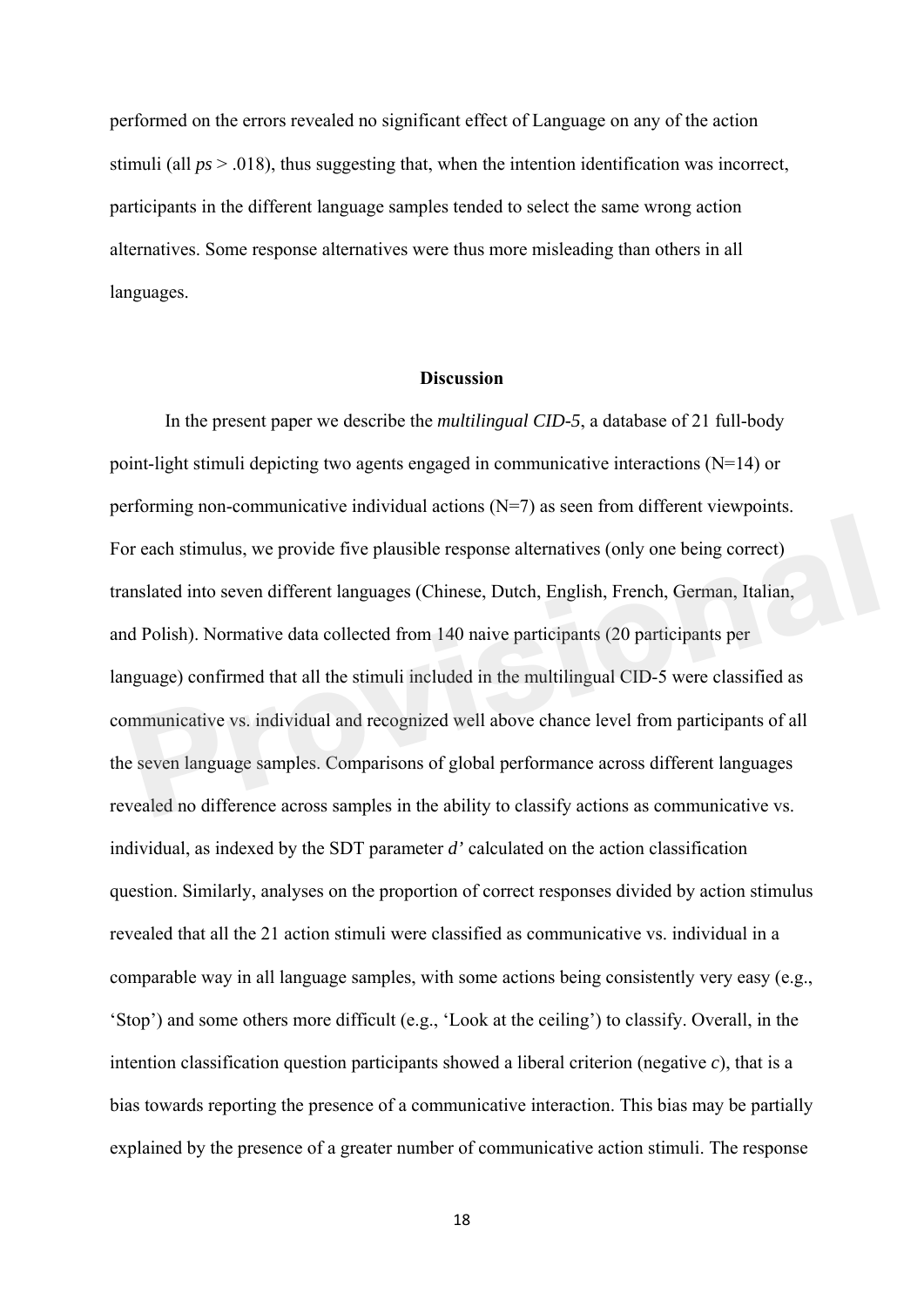performed on the errors revealed no significant effect of Language on any of the action stimuli (all *ps* > .018), thus suggesting that, when the intention identification was incorrect, participants in the different language samples tended to select the same wrong action alternatives. Some response alternatives were thus more misleading than others in all languages.

## Discussion

In the present paper we describe the *multilingual CID-5*, a database of 21 full-body point-light stimuli depicting two agents engaged in communicative interactions (N=14) or performing non-communicative individual actions (N=7) as seen from different viewpoints. For each stimulus, we provide five plausible response alternatives (only one being correct) translated into seven different languages (Chinese, Dutch, English, French, German, Italian, and Polish). Normative data collected from 140 naive participants (20 participants per language) confirmed that all the stimuli included in the multilingual CID-5 were classified as communicative vs. individual and recognized well above chance level from participants of all the seven language samples. Comparisons of global performance across different languages revealed no difference across samples in the ability to classify actions as communicative vs. individual, as indexed by the SDT parameter *d'* calculated on the action classification question. Similarly, analyses on the proportion of correct responses divided by action stimulus revealed that all the 21 action stimuli were classified as communicative vs. individual in a comparable way in all language samples, with some actions being consistently very easy (e.g., 'Stop') and some others more difficult (e.g., 'Look at the ceiling') to classify. Overall, in the intention classification question participants showed a liberal criterion (negative *c*), that is a bias towards reporting the presence of a communicative interaction. This bias may be partially explained by the presence of a greater number of communicative action stimuli. The response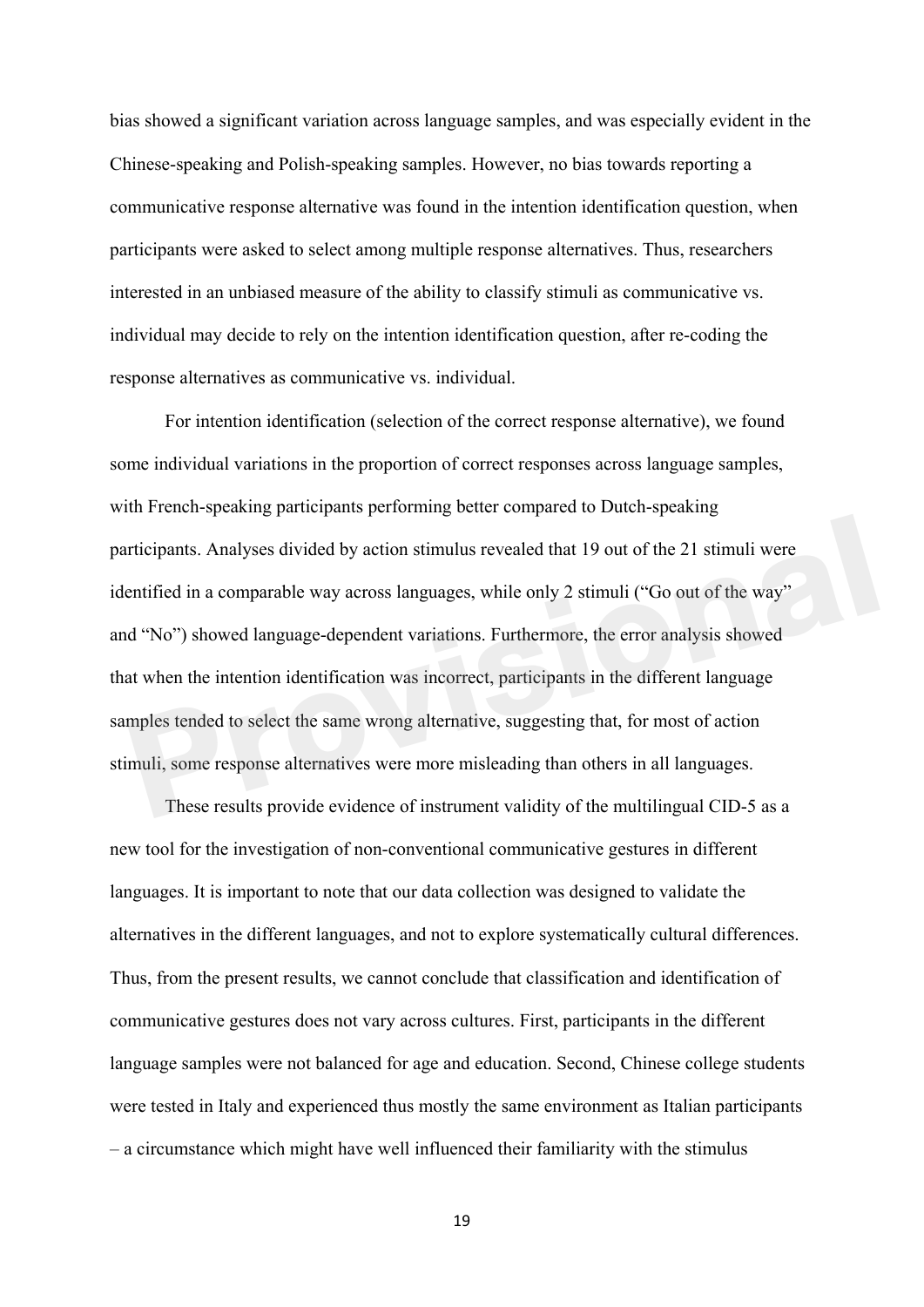bias showed a significant variation across language samples, and was especially evident in the Chinese-speaking and Polish-speaking samples. However, no bias towards reporting a communicative response alternative was found in the intention identification question, when participants were asked to select among multiple response alternatives. Thus, researchers interested in an unbiased measure of the ability to classify stimuli as communicative vs. individual may decide to rely on the intention identification question, after re-coding the response alternatives as communicative vs. individual.

For intention identification (selection of the correct response alternative), we found some individual variations in the proportion of correct responses across language samples, with French-speaking participants performing better compared to Dutch-speaking participants. Analyses divided by action stimulus revealed that 19 out of the 21 stimuli were identified in a comparable way across languages, while only 2 stimuli ("Go out of the way" and "No") showed language-dependent variations. Furthermore, the error analysis showed that when the intention identification was incorrect, participants in the different language samples tended to select the same wrong alternative, suggesting that, for most of action stimuli, some response alternatives were more misleading than others in all languages.

These results provide evidence of instrument validity of the multilingual CID-5 as a new tool for the investigation of non-conventional communicative gestures in different languages. It is important to note that our data collection was designed to validate the alternatives in the different languages, and not to explore systematically cultural differences. Thus, from the present results, we cannot conclude that classification and identification of communicative gestures does not vary across cultures. First, participants in the different language samples were not balanced for age and education. Second, Chinese college students were tested in Italy and experienced thus mostly the same environment as Italian participants – a circumstance which might have well influenced their familiarity with the stimulus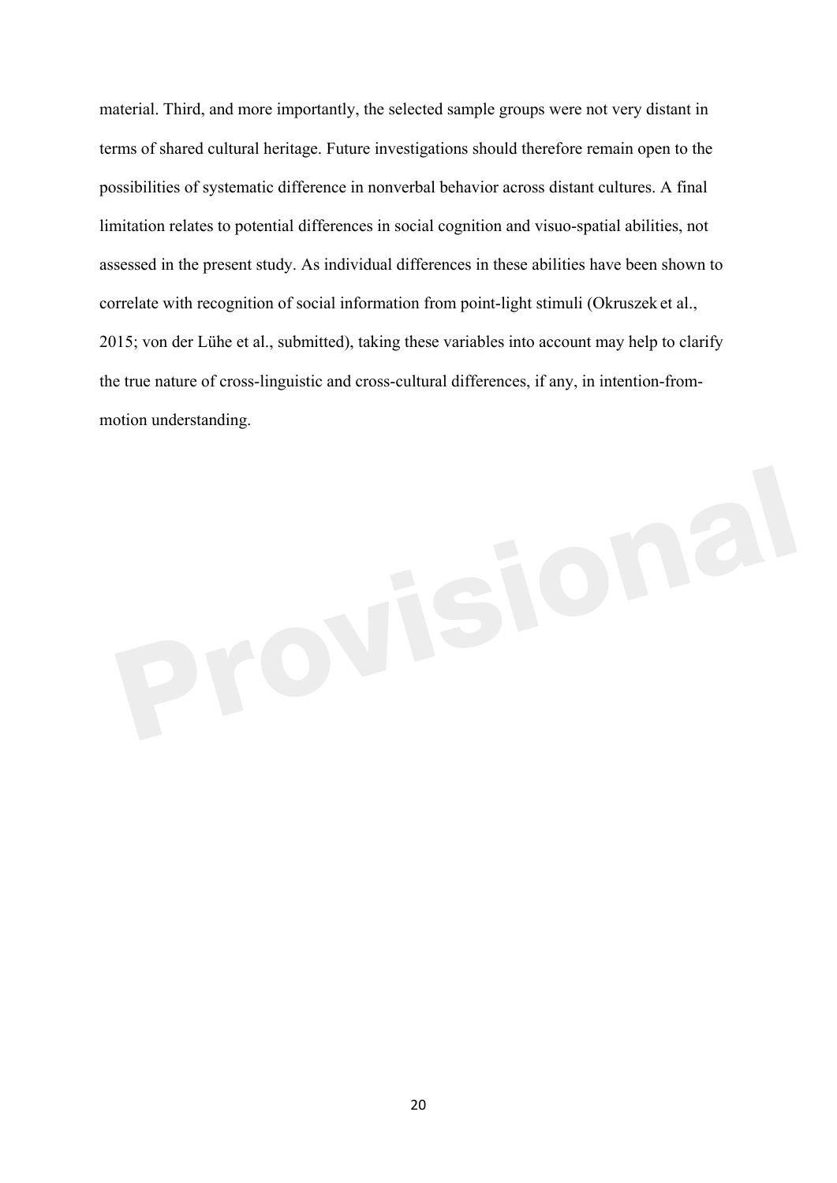material. Third, and more importantly, the selected sample groups were not very distant in terms of shared cultural heritage. Future investigations should therefore remain open to the possibilities of systematic difference in nonverbal behavior across distant cultures. A final limitation relates to potential differences in social cognition and visuo-spatial abilities, not assessed in the present study. As individual differences in these abilities have been shown to correlate with recognition of social information from point-light stimuli (Okruszek et al., 2015; von der Lühe et al., submitted), taking these variables into account may help to clarify the true nature of cross-linguistic and cross-cultural differences, if any, in intention-from-motion understanding.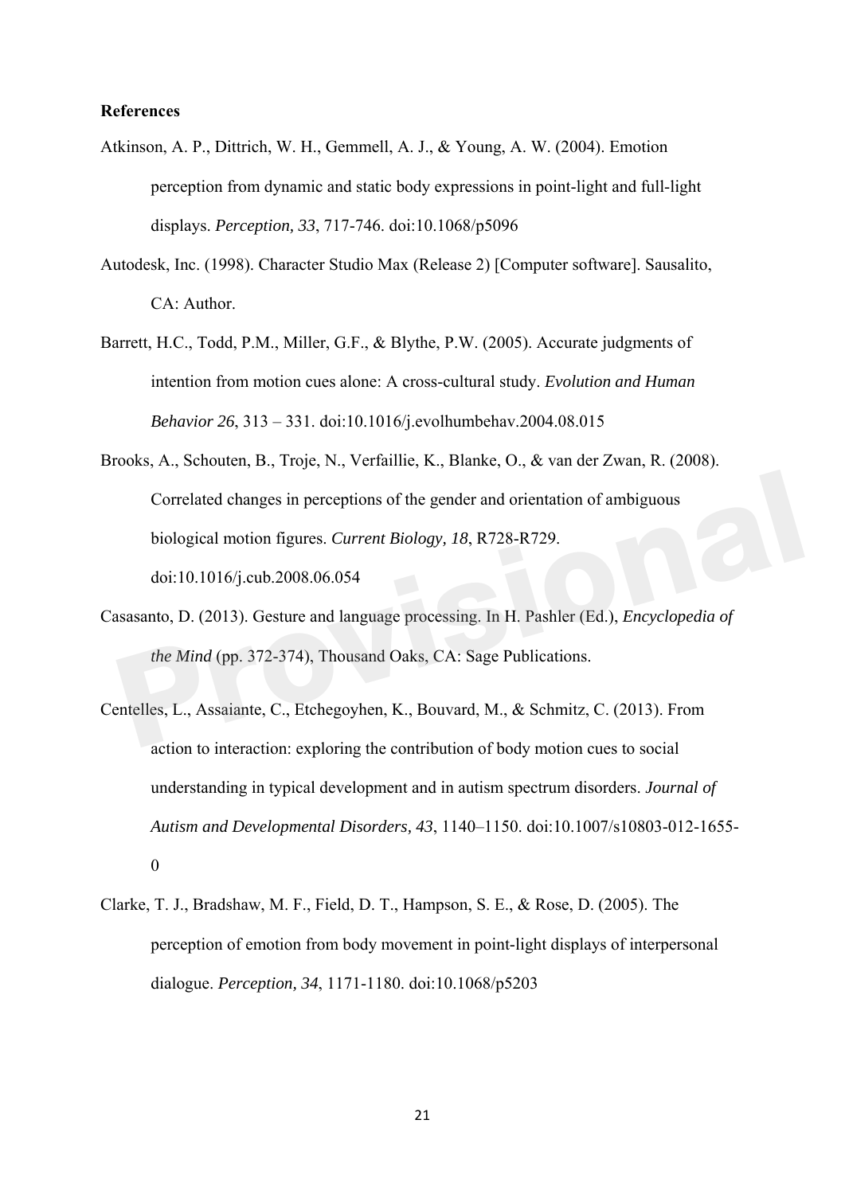**References**

Atkinson, A. P., Dittrich, W. H., Gemmell, A. J., & Young, A. W. (2004). Emotion perception from dynamic and static body expressions in point-light and full-light displays. *Perception, 33*, 717-746. doi:10.1068/p5096

Autodesk, Inc. (1998). Character Studio Max (Release 2) [Computer software]. Sausalito, CA: Author.

Barrett, H.C., Todd, P.M., Miller, G.F., & Blythe, P.W. (2005). Accurate judgments of intention from motion cues alone: A cross-cultural study. *Evolution and Human Behavior 26*, 313 – 331. doi:10.1016/j.evolhumbehav.2004.08.015

Brooks, A., Schouten, B., Troje, N., Verfaillie, K., Blanke, O., & van der Zwan, R. (2008). Correlated changes in perceptions of the gender and orientation of ambiguous biological motion figures. *Current Biology, 18*, R728-R729. doi:10.1016/j.cub.2008.06.054

Casasanto, D. (2013). Gesture and language processing. In H. Pashler (Ed.), *Encyclopedia of the Mind* (pp. 372-374), Thousand Oaks, CA: Sage Publications.

Centelles, L., Assaiante, C., Etchegoyhen, K., Bouvard, M., & Schmitz, C. (2013). From action to interaction: exploring the contribution of body motion cues to social understanding in typical development and in autism spectrum disorders. *Journal of Autism and Developmental Disorders, 43*, 1140–1150. doi:10.1007/s10803-012-1655-0

Clarke, T. J., Bradshaw, M. F., Field, D. T., Hampson, S. E., & Rose, D. (2005). The perception of emotion from body movement in point-light displays of interpersonal dialogue. *Perception, 34*, 1171-1180. doi:10.1068/p5203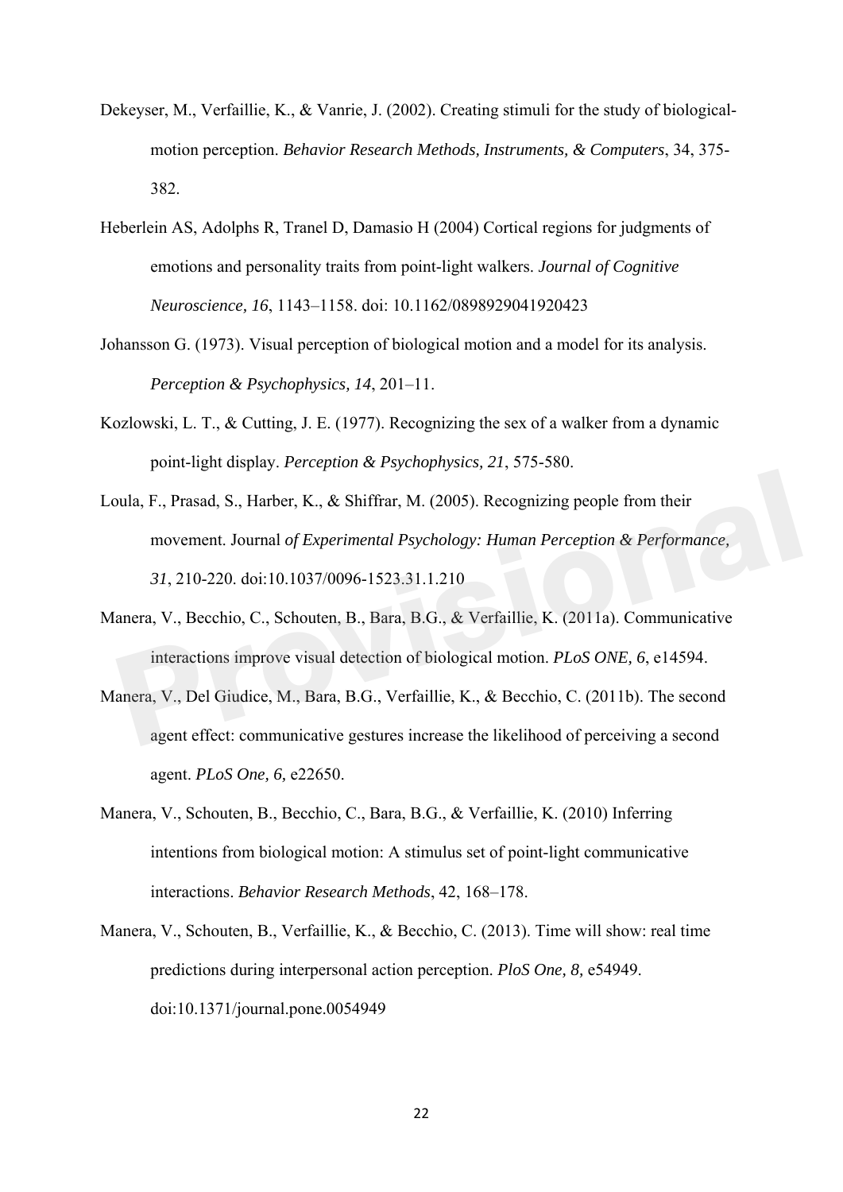Dekeyser, M., Verfaillie, K., & Vanrie, J. (2002). Creating stimuli for the study of biological-motion perception. *Behavior Research Methods, Instruments, & Computers*, 34, 375-382.

Heberlein AS, Adolphs R, Tranel D, Damasio H (2004) Cortical regions for judgments of emotions and personality traits from point-light walkers. *Journal of Cognitive Neuroscience, 16*, 1143–1158. doi: 10.1162/0898929041920423

Johansson G. (1973). Visual perception of biological motion and a model for its analysis. *Perception & Psychophysics, 14*, 201–11.

Kozlowski, L. T., & Cutting, J. E. (1977). Recognizing the sex of a walker from a dynamic point-light display. *Perception & Psychophysics, 21*, 575-580.

Loula, F., Prasad, S., Harber, K., & Shiffrar, M. (2005). Recognizing people from their movement. Journal *of Experimental Psychology: Human Perception & Performance, 31*, 210-220. doi:10.1037/0096-1523.31.1.210

Manera, V., Becchio, C., Schouten, B., Bara, B.G., & Verfaillie, K. (2011a). Communicative interactions improve visual detection of biological motion. *PLoS ONE, 6*, e14594.

Manera, V., Del Giudice, M., Bara, B.G., Verfaillie, K., & Becchio, C. (2011b). The second agent effect: communicative gestures increase the likelihood of perceiving a second agent. *PLoS One, 6,* e22650.

Manera, V., Schouten, B., Becchio, C., Bara, B.G., & Verfaillie, K. (2010) Inferring intentions from biological motion: A stimulus set of point-light communicative interactions. *Behavior Research Methods*, 42, 168–178.

Manera, V., Schouten, B., Verfaillie, K., & Becchio, C. (2013). Time will show: real time predictions during interpersonal action perception. *PloS One, 8,* e54949. doi:10.1371/journal.pone.0054949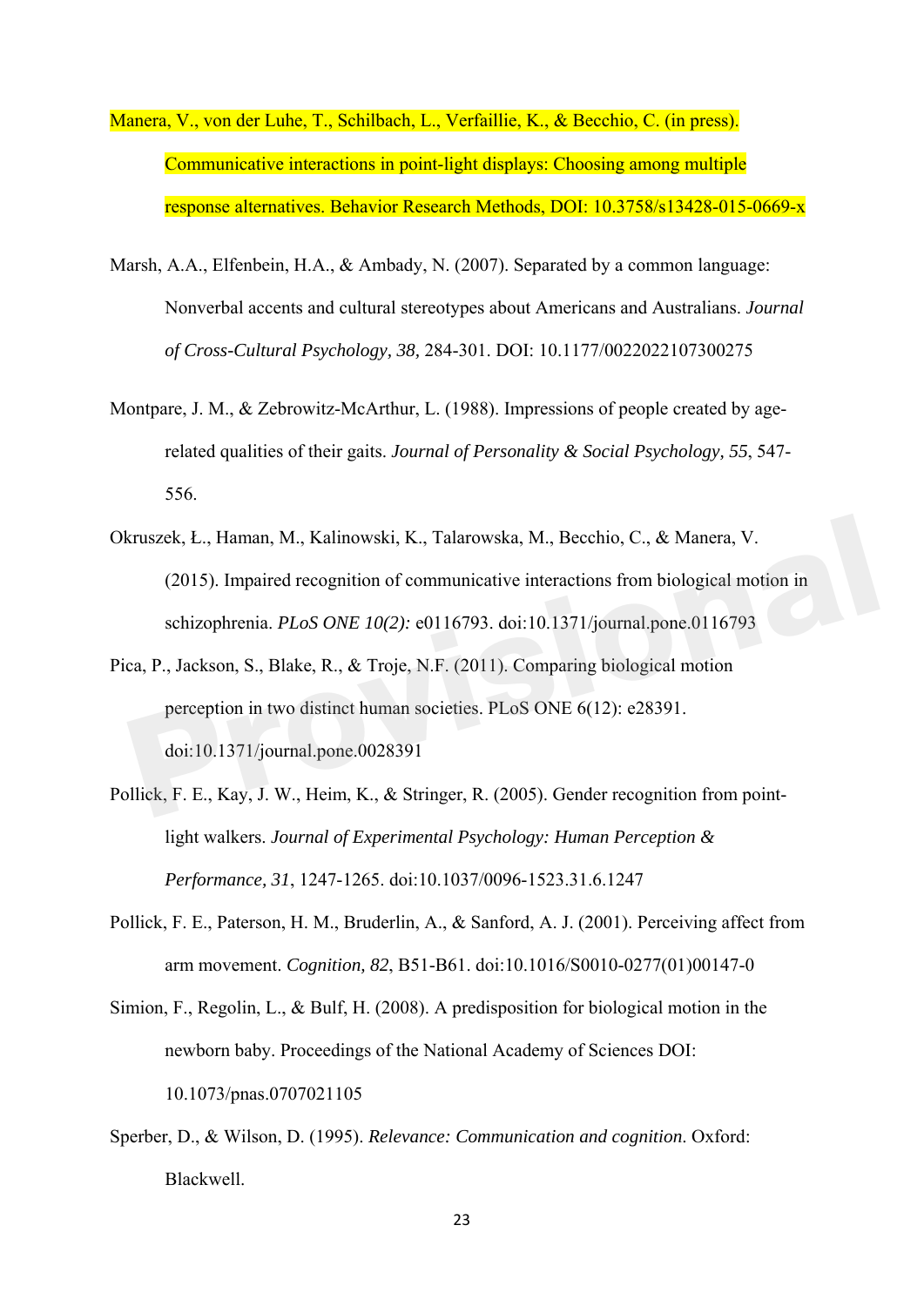Manera, V., von der Luhe, T., Schilbach, L., Verfaillie, K., & Becchio, C. (in press). Communicative interactions in point-light displays: Choosing among multiple response alternatives. Behavior Research Methods, DOI: 10.3758/s13428-015-0669-x

Marsh, A.A., Elfenbein, H.A., & Ambady, N. (2007). Separated by a common language: Nonverbal accents and cultural stereotypes about Americans and Australians. *Journal of Cross-Cultural Psychology, 38,* 284-301. DOI: 10.1177/0022022107300275

Montpare, J. M., & Zebrowitz-McArthur, L. (1988). Impressions of people created by age-related qualities of their gaits. *Journal of Personality & Social Psychology, 55*, 547-556.

Okruszek, Ł., Haman, M., Kalinowski, K., Talarowska, M., Becchio, C., & Manera, V. (2015). Impaired recognition of communicative interactions from biological motion in schizophrenia. *PLoS ONE 10(2):* e0116793. doi:10.1371/journal.pone.0116793

Pica, P., Jackson, S., Blake, R., & Troje, N.F. (2011). Comparing biological motion perception in two distinct human societies. PLoS ONE 6(12): e28391. doi:10.1371/journal.pone.0028391

Pollick, F. E., Kay, J. W., Heim, K., & Stringer, R. (2005). Gender recognition from point-light walkers. *Journal of Experimental Psychology: Human Perception & Performance, 31*, 1247-1265. doi:10.1037/0096-1523.31.6.1247

Pollick, F. E., Paterson, H. M., Bruderlin, A., & Sanford, A. J. (2001). Perceiving affect from arm movement. *Cognition, 82*, B51-B61. doi:10.1016/S0010-0277(01)00147-0

Simion, F., Regolin, L., & Bulf, H. (2008). A predisposition for biological motion in the newborn baby. Proceedings of the National Academy of Sciences DOI: 10.1073/pnas.0707021105

Sperber, D., & Wilson, D. (1995). *Relevance: Communication and cognition*. Oxford: Blackwell.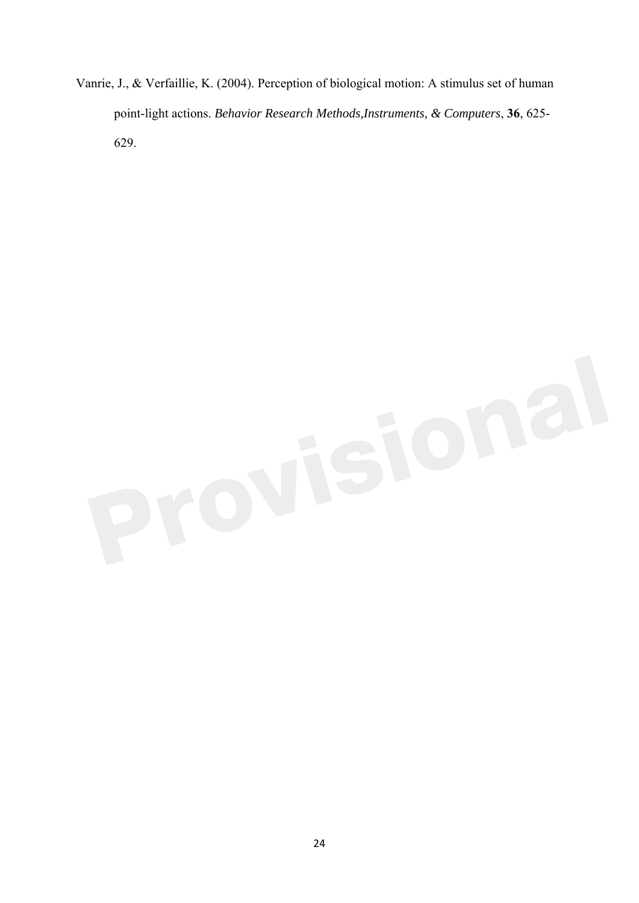Vanrie, J., & Verfaillie, K. (2004). Perception of biological motion: A stimulus set of human point-light actions. *Behavior Research Methods,Instruments, & Computers*, **36**, 625-629.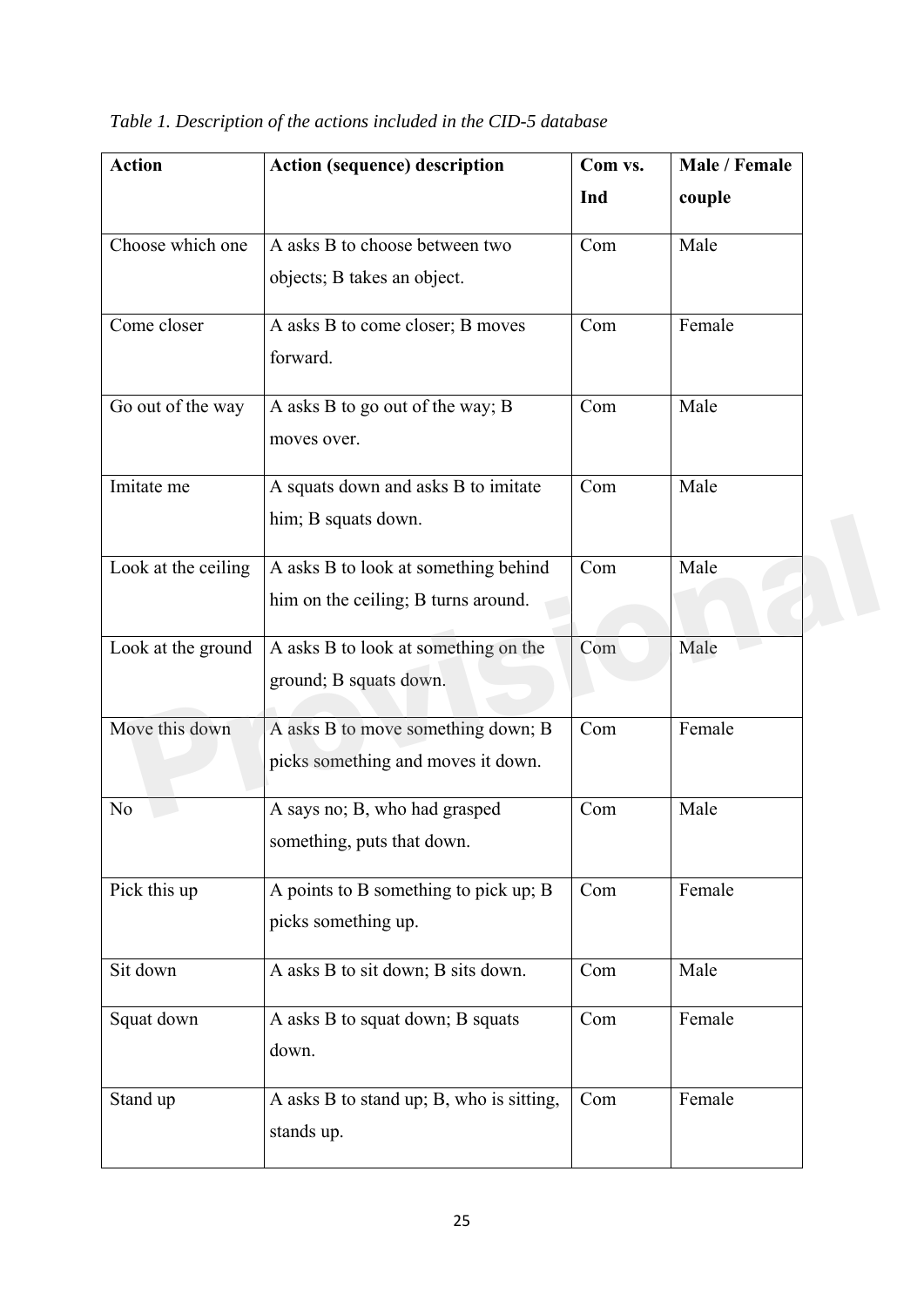*Table 1. Description of the actions included in the CID-5 database*

| Action | Action (sequence) description | Com vs. Ind | Male / Female couple |
|---|---|---|---|
| Choose which one | A asks B to choose between two objects; B takes an object. | Com | Male |
| Come closer | A asks B to come closer; B moves forward. | Com | Female |
| Go out of the way | A asks B to go out of the way; B moves over. | Com | Male |
| Imitate me | A squats down and asks B to imitate him; B squats down. | Com | Male |
| Look at the ceiling | A asks B to look at something behind him on the ceiling; B turns around. | Com | Male |
| Look at the ground | A asks B to look at something on the ground; B squats down. | Com | Male |
| Move this down | A asks B to move something down; B picks something and moves it down. | Com | Female |
| No | A says no; B, who had grasped something, puts that down. | Com | Male |
| Pick this up | A points to B something to pick up; B picks something up. | Com | Female |
| Sit down | A asks B to sit down; B sits down. | Com | Male |
| Squat down | A asks B to squat down; B squats down. | Com | Female |
| Stand up | A asks B to stand up; B, who is sitting, stands up. | Com | Female |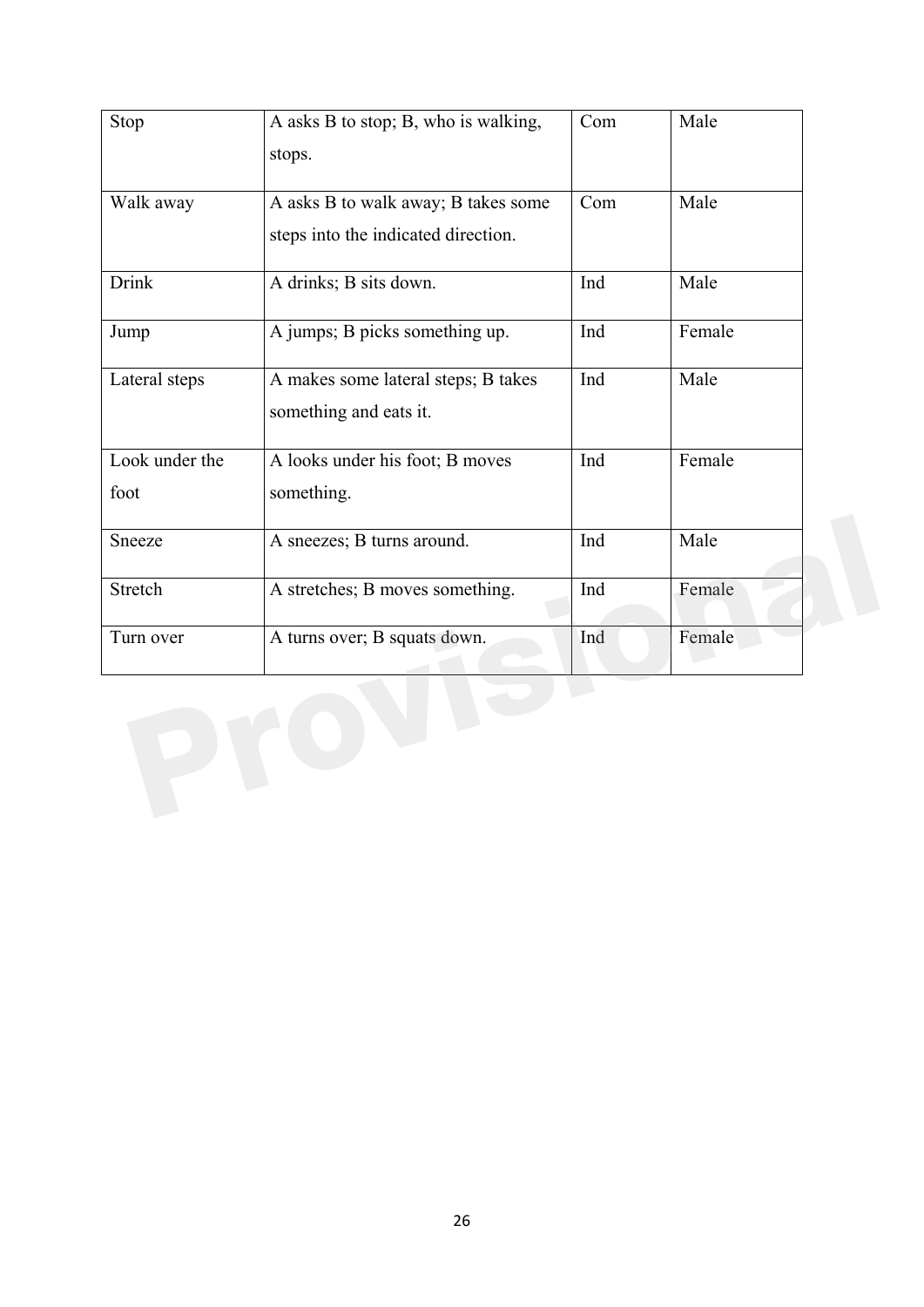| Stop | A asks B to stop; B, who is walking, stops. | Com | Male |
| --- | --- | --- | --- |
| Walk away | A asks B to walk away; B takes some steps into the indicated direction. | Com | Male |
| Drink | A drinks; B sits down. | Ind | Male |
| Jump | A jumps; B picks something up. | Ind | Female |
| Lateral steps | A makes some lateral steps; B takes something and eats it. | Ind | Male |
| Look under the foot | A looks under his foot; B moves something. | Ind | Female |
| Sneeze | A sneezes; B turns around. | Ind | Male |
| Stretch | A stretches; B moves something. | Ind | Female |
| Turn over | A turns over; B squats down. | Ind | Female |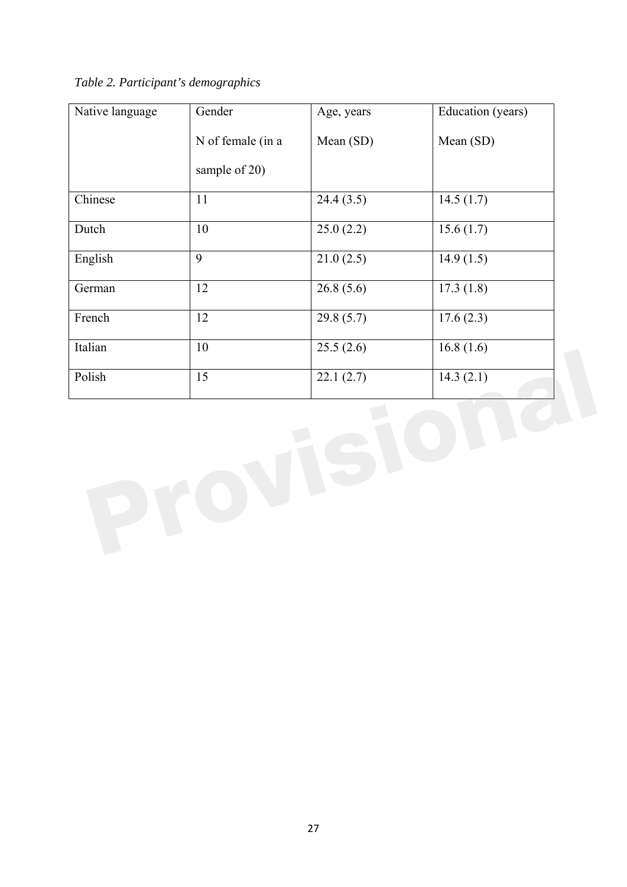*Table 2. Participant's demographics*

| Native language | Gender N of female (in a sample of 20) | Age, years Mean (SD) | Education (years) Mean (SD) |
|---|---|---|---|
| Chinese | 11 | 24.4 (3.5) | 14.5 (1.7) |
| Dutch | 10 | 25.0 (2.2) | 15.6 (1.7) |
| English | 9 | 21.0 (2.5) | 14.9 (1.5) |
| German | 12 | 26.8 (5.6) | 17.3 (1.8) |
| French | 12 | 29.8 (5.7) | 17.6 (2.3) |
| Italian | 10 | 25.5 (2.6) | 16.8 (1.6) |
| Polish | 15 | 22.1 (2.7) | 14.3 (2.1) |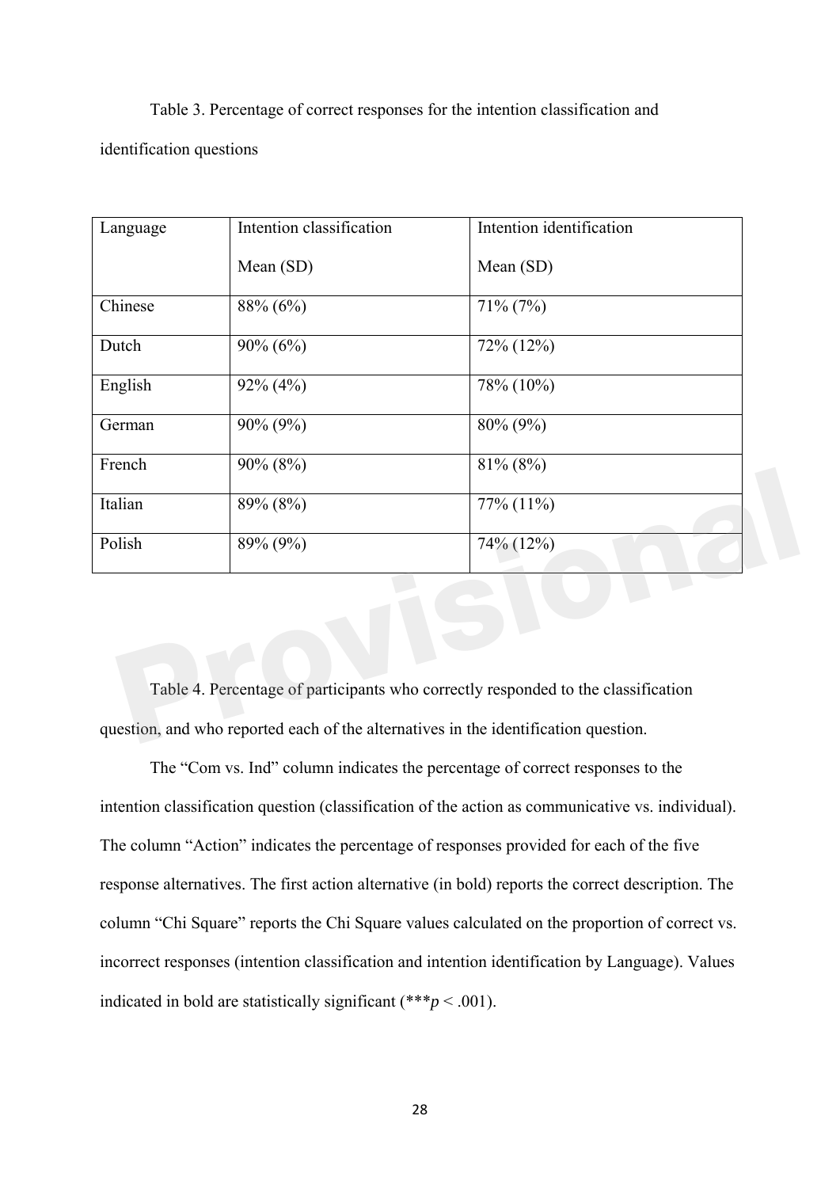Table 3. Percentage of correct responses for the intention classification and identification questions

| Language | Intention classification Mean (SD) | Intention identification Mean (SD) |
|---|---|---|
| Chinese | 88% (6%) | 71% (7%) |
| Dutch | 90% (6%) | 72% (12%) |
| English | 92% (4%) | 78% (10%) |
| German | 90% (9%) | 80% (9%) |
| French | 90% (8%) | 81% (8%) |
| Italian | 89% (8%) | 77% (11%) |
| Polish | 89% (9%) | 74% (12%) |

Table 4. Percentage of participants who correctly responded to the classification question, and who reported each of the alternatives in the identification question.

The "Com vs. Ind" column indicates the percentage of correct responses to the intention classification question (classification of the action as communicative vs. individual). The column "Action" indicates the percentage of responses provided for each of the five response alternatives. The first action alternative (in bold) reports the correct description. The column "Chi Square" reports the Chi Square values calculated on the proportion of correct vs. incorrect responses (intention classification and intention identification by Language). Values indicated in bold are statistically significant (***$p < .001$).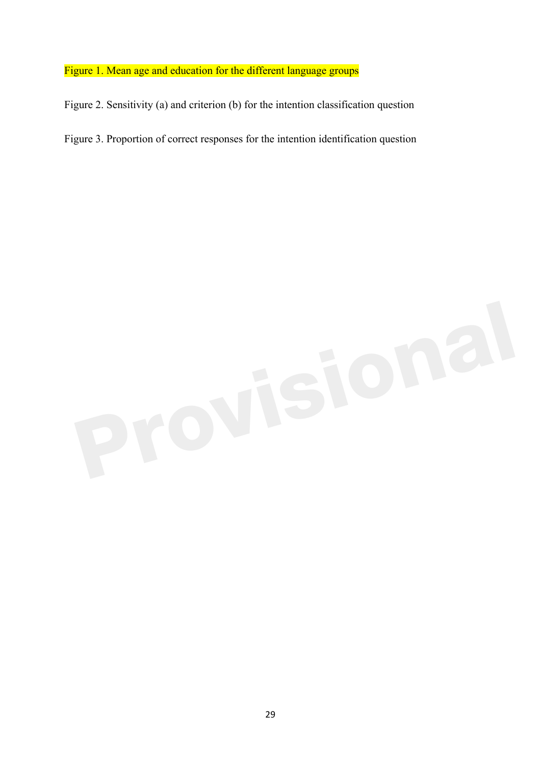Figure 1. Mean age and education for the different language groups

Figure 2. Sensitivity (a) and criterion (b) for the intention classification question

Figure 3. Proportion of correct responses for the intention identification question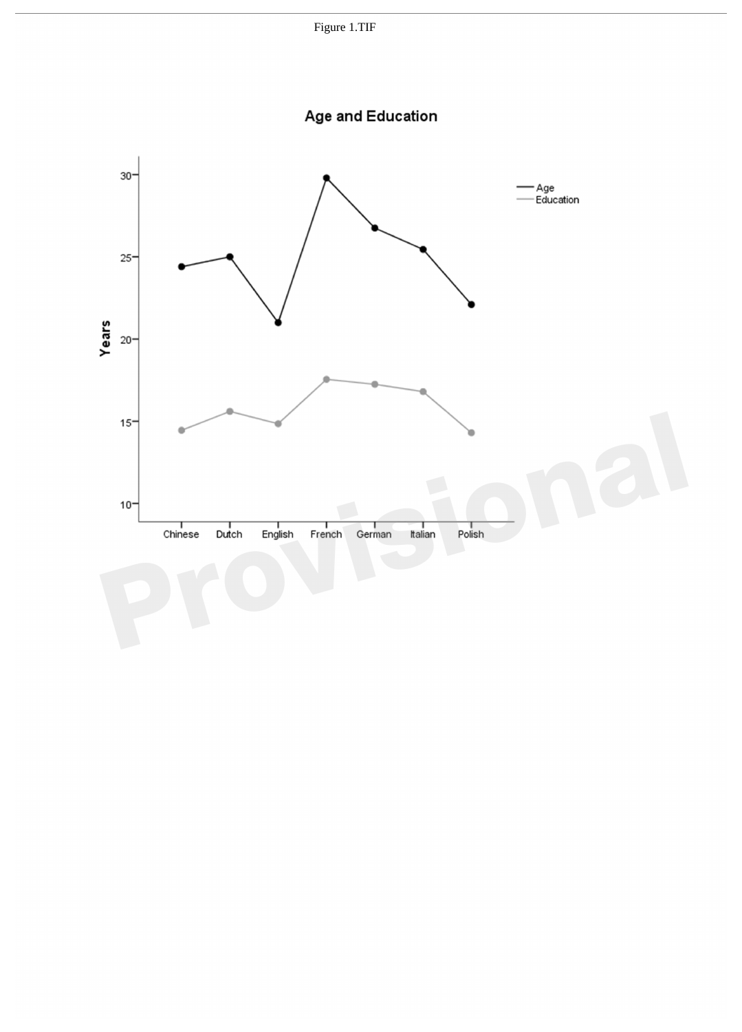Figure 1.TIF

**Age and Education**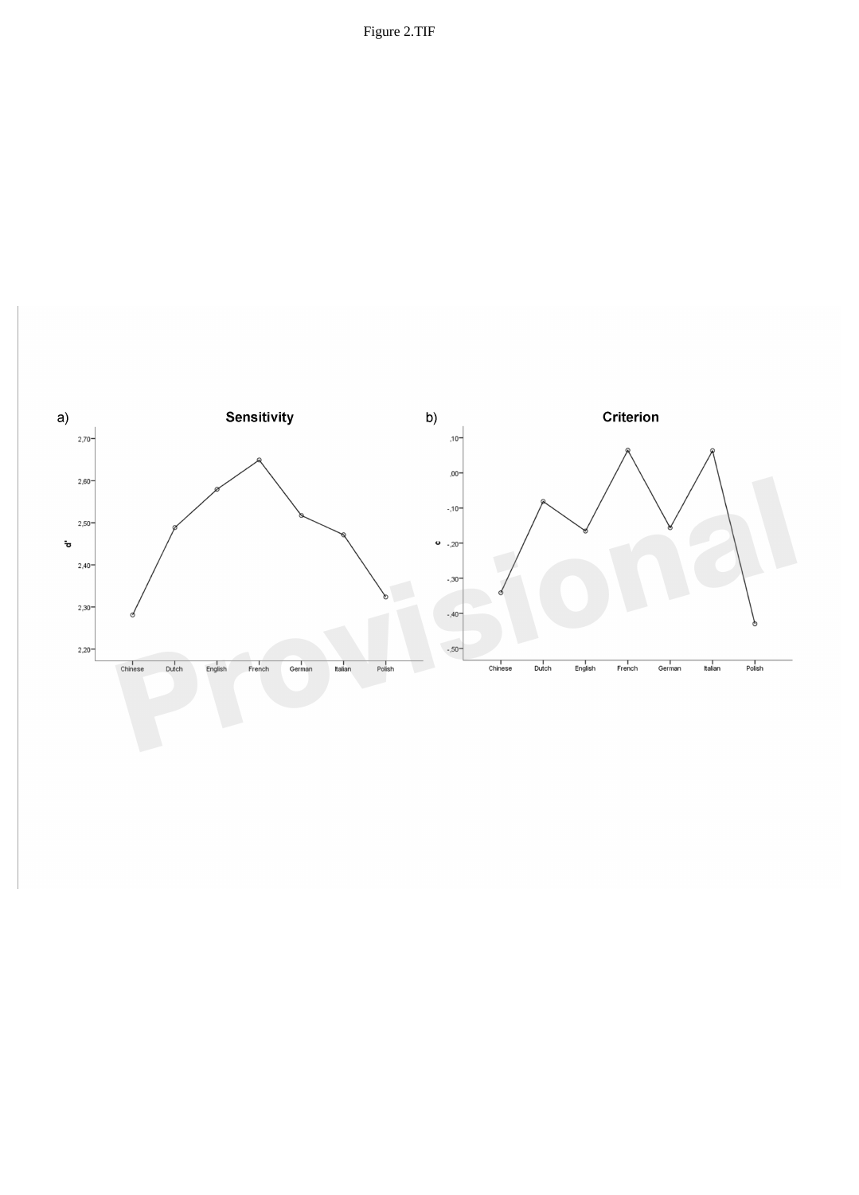Figure 2.TIF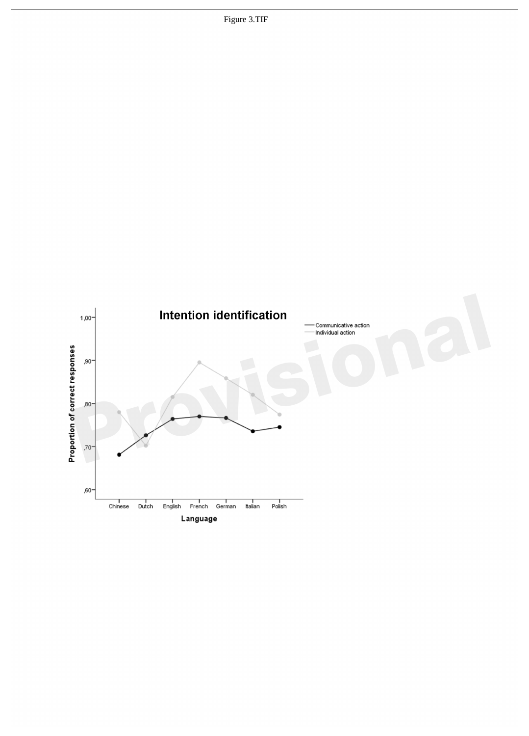Figure 3.TIF

Intention identification

Communicative action
Individual action

Proportion of correct responses

1,00
,90
,80
,70
,60

Chinese Dutch English French German Italian Polish

Language